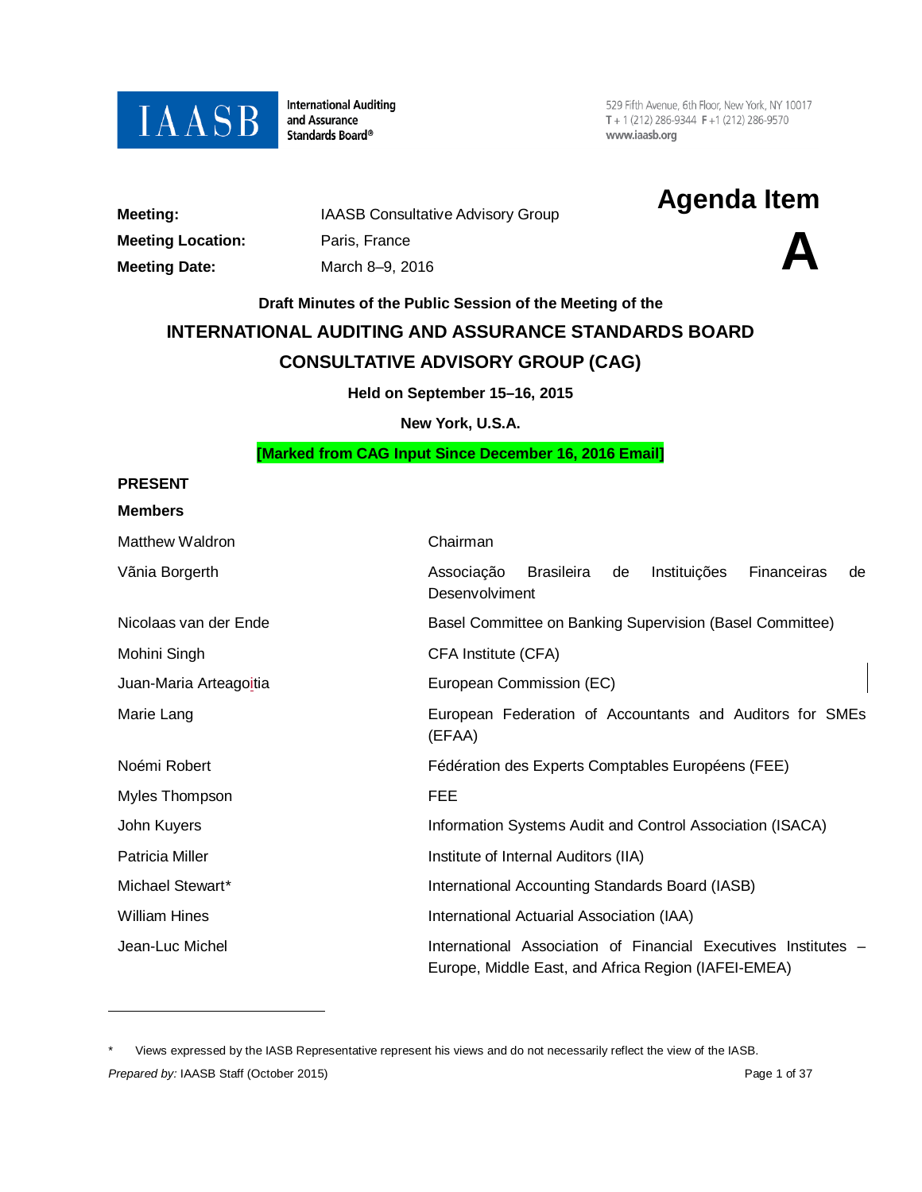IAASB International Auditing and Assurance Standards Board®

529 Fifth Avenue, 6th Floor, New York, NY 10017
T + 1 (212) 286-9344 F +1 (212) 286-9570
www.iaasb.org

| | |
|---|---|
| **Meeting:** | IAASB Consultative Advisory Group |
| **Meeting Location:** | Paris, France |
| **Meeting Date:** | March 8–9, 2016 |

# Agenda Item A

**Draft Minutes of the Public Session of the Meeting of the**

## INTERNATIONAL AUDITING AND ASSURANCE STANDARDS BOARD CONSULTATIVE ADVISORY GROUP (CAG)

**Held on September 15–16, 2015**

**New York, U.S.A.**

**[Marked from CAG Input Since December 16, 2016 Email]**

**PRESENT**

**Members**

| | |
|---|---|
| Matthew Waldron | Chairman |
| Vãnia Borgerth | Associação Brasileira de Instituições Financeiras de Desenvolviment |
| Nicolaas van der Ende | Basel Committee on Banking Supervision (Basel Committee) |
| Mohini Singh | CFA Institute (CFA) |
| Juan-Maria Arteagoitia | European Commission (EC) |
| Marie Lang | European Federation of Accountants and Auditors for SMEs (EFAA) |
| Noémi Robert | Fédération des Experts Comptables Européens (FEE) |
| Myles Thompson | FEE |
| John Kuyers | Information Systems Audit and Control Association (ISACA) |
| Patricia Miller | Institute of Internal Auditors (IIA) |
| Michael Stewart* | International Accounting Standards Board (IASB) |
| William Hines | International Actuarial Association (IAA) |
| Jean-Luc Michel | International Association of Financial Executives Institutes – Europe, Middle East, and Africa Region (IAFEI-EMEA) |

\* Views expressed by the IASB Representative represent his views and do not necessarily reflect the view of the IASB.

*Prepared by:* IAASB Staff (October 2015)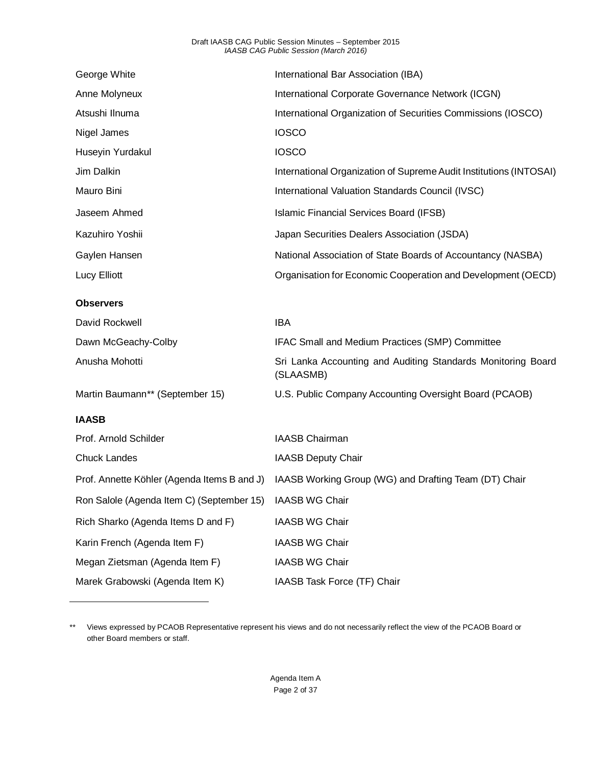| | |
|---|---|
| George White | International Bar Association (IBA) |
| Anne Molyneux | International Corporate Governance Network (ICGN) |
| Atsushi Ilnuma | International Organization of Securities Commissions (IOSCO) |
| Nigel James | IOSCO |
| Huseyin Yurdakul | IOSCO |
| Jim Dalkin | International Organization of Supreme Audit Institutions (INTOSAI) |
| Mauro Bini | International Valuation Standards Council (IVSC) |
| Jaseem Ahmed | Islamic Financial Services Board (IFSB) |
| Kazuhiro Yoshii | Japan Securities Dealers Association (JSDA) |
| Gaylen Hansen | National Association of State Boards of Accountancy (NASBA) |
| Lucy Elliott | Organisation for Economic Cooperation and Development (OECD) |

**Observers**

| | |
|---|---|
| David Rockwell | IBA |
| Dawn McGeachy-Colby | IFAC Small and Medium Practices (SMP) Committee |
| Anusha Mohotti | Sri Lanka Accounting and Auditing Standards Monitoring Board (SLAASMB) |
| Martin Baumann** (September 15) | U.S. Public Company Accounting Oversight Board (PCAOB) |

**IAASB**

| | |
|---|---|
| Prof. Arnold Schilder | IAASB Chairman |
| Chuck Landes | IAASB Deputy Chair |
| Prof. Annette Köhler (Agenda Items B and J) | IAASB Working Group (WG) and Drafting Team (DT) Chair |
| Ron Salole (Agenda Item C) (September 15) | IAASB WG Chair |
| Rich Sharko (Agenda Items D and F) | IAASB WG Chair |
| Karin French (Agenda Item F) | IAASB WG Chair |
| Megan Zietsman (Agenda Item F) | IAASB WG Chair |
| Marek Grabowski (Agenda Item K) | IAASB Task Force (TF) Chair |

---

** Views expressed by PCAOB Representative represent his views and do not necessarily reflect the view of the PCAOB Board or other Board members or staff.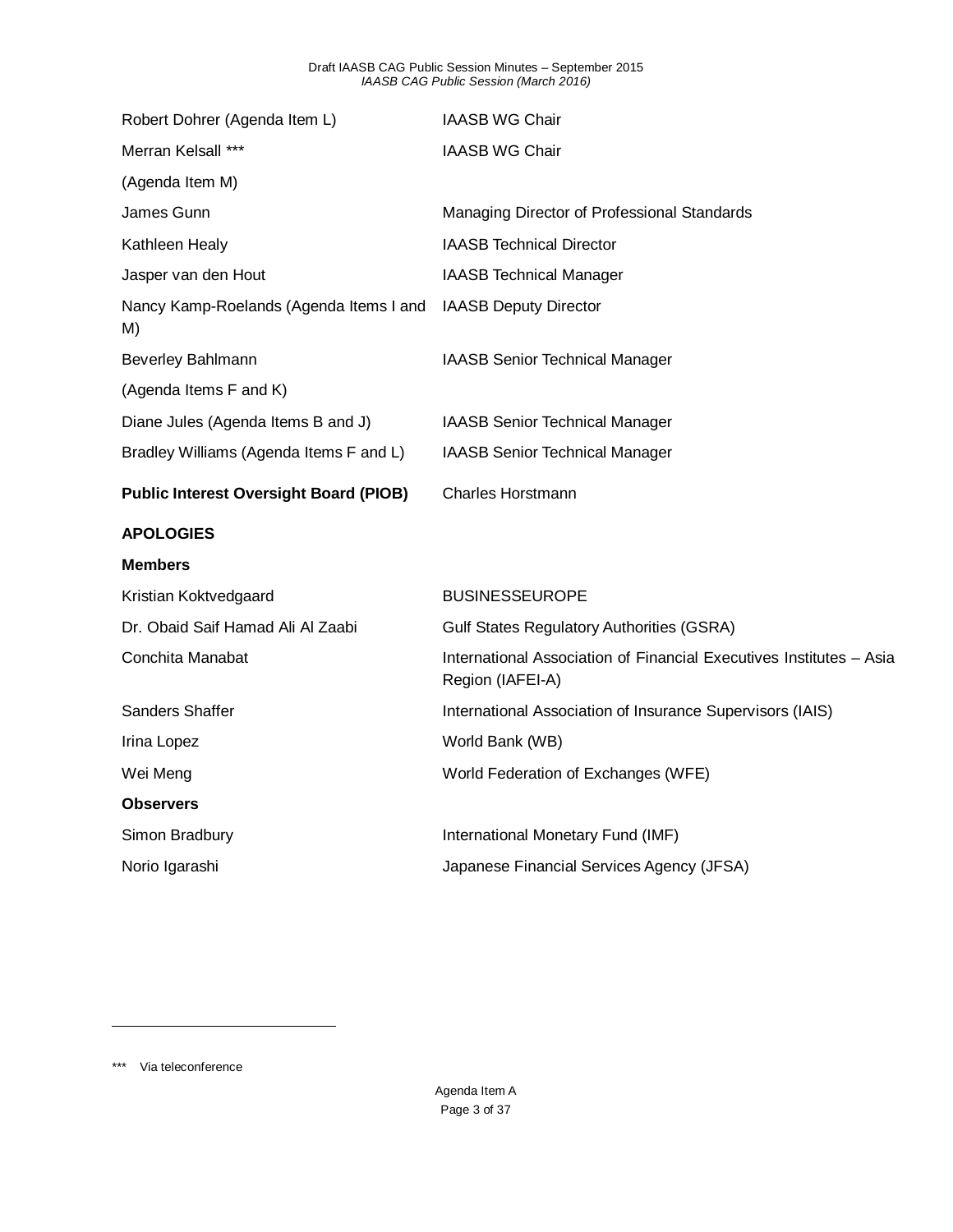| | |
|---|---|
| Robert Dohrer (Agenda Item L) | IAASB WG Chair |
| Merran Kelsall *** (Agenda Item M) | IAASB WG Chair |
| James Gunn | Managing Director of Professional Standards |
| Kathleen Healy | IAASB Technical Director |
| Jasper van den Hout | IAASB Technical Manager |
| Nancy Kamp-Roelands (Agenda Items I and M) | IAASB Deputy Director |
| Beverley Bahlmann (Agenda Items F and K) | IAASB Senior Technical Manager |
| Diane Jules (Agenda Items B and J) | IAASB Senior Technical Manager |
| Bradley Williams (Agenda Items F and L) | IAASB Senior Technical Manager |
| **Public Interest Oversight Board (PIOB)** | Charles Horstmann |

**APOLOGIES**

**Members**

| | |
|---|---|
| Kristian Koktvedgaard | BUSINESSEUROPE |
| Dr. Obaid Saif Hamad Ali Al Zaabi | Gulf States Regulatory Authorities (GSRA) |
| Conchita Manabat | International Association of Financial Executives Institutes – Asia Region (IAFEI-A) |
| Sanders Shaffer | International Association of Insurance Supervisors (IAIS) |
| Irina Lopez | World Bank (WB) |
| Wei Meng | World Federation of Exchanges (WFE) |

**Observers**

| | |
|---|---|
| Simon Bradbury | International Monetary Fund (IMF) |
| Norio Igarashi | Japanese Financial Services Agency (JFSA) |

*** Via teleconference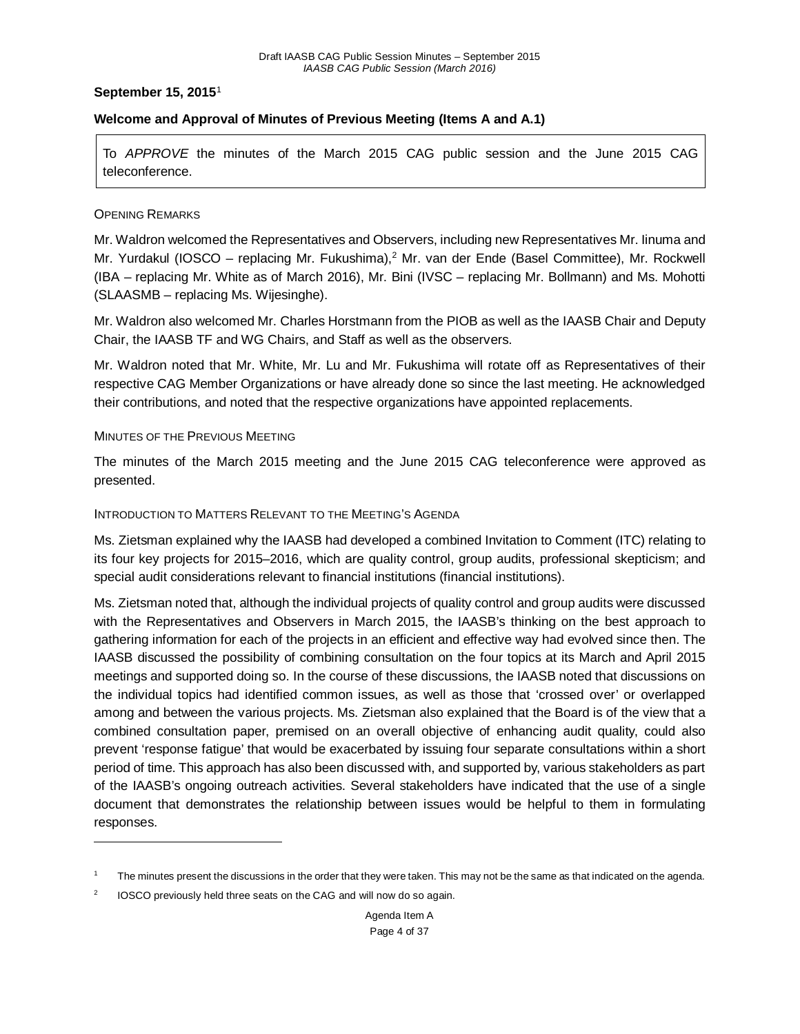**September 15, 2015**[1]

**Welcome and Approval of Minutes of Previous Meeting (Items A and A.1)**

> To *APPROVE* the minutes of the March 2015 CAG public session and the June 2015 CAG teleconference.

OPENING REMARKS

Mr. Waldron welcomed the Representatives and Observers, including new Representatives Mr. Iinuma and Mr. Yurdakul (IOSCO – replacing Mr. Fukushima),[2] Mr. van der Ende (Basel Committee), Mr. Rockwell (IBA – replacing Mr. White as of March 2016), Mr. Bini (IVSC – replacing Mr. Bollmann) and Ms. Mohotti (SLAASMB – replacing Ms. Wijesinghe).

Mr. Waldron also welcomed Mr. Charles Horstmann from the PIOB as well as the IAASB Chair and Deputy Chair, the IAASB TF and WG Chairs, and Staff as well as the observers.

Mr. Waldron noted that Mr. White, Mr. Lu and Mr. Fukushima will rotate off as Representatives of their respective CAG Member Organizations or have already done so since the last meeting. He acknowledged their contributions, and noted that the respective organizations have appointed replacements.

MINUTES OF THE PREVIOUS MEETING

The minutes of the March 2015 meeting and the June 2015 CAG teleconference were approved as presented.

INTRODUCTION TO MATTERS RELEVANT TO THE MEETING'S AGENDA

Ms. Zietsman explained why the IAASB had developed a combined Invitation to Comment (ITC) relating to its four key projects for 2015–2016, which are quality control, group audits, professional skepticism; and special audit considerations relevant to financial institutions (financial institutions).

Ms. Zietsman noted that, although the individual projects of quality control and group audits were discussed with the Representatives and Observers in March 2015, the IAASB's thinking on the best approach to gathering information for each of the projects in an efficient and effective way had evolved since then. The IAASB discussed the possibility of combining consultation on the four topics at its March and April 2015 meetings and supported doing so. In the course of these discussions, the IAASB noted that discussions on the individual topics had identified common issues, as well as those that 'crossed over' or overlapped among and between the various projects. Ms. Zietsman also explained that the Board is of the view that a combined consultation paper, premised on an overall objective of enhancing audit quality, could also prevent 'response fatigue' that would be exacerbated by issuing four separate consultations within a short period of time. This approach has also been discussed with, and supported by, various stakeholders as part of the IAASB's ongoing outreach activities. Several stakeholders have indicated that the use of a single document that demonstrates the relationship between issues would be helpful to them in formulating responses.

---

[1] The minutes present the discussions in the order that they were taken. This may not be the same as that indicated on the agenda.

[2] IOSCO previously held three seats on the CAG and will now do so again.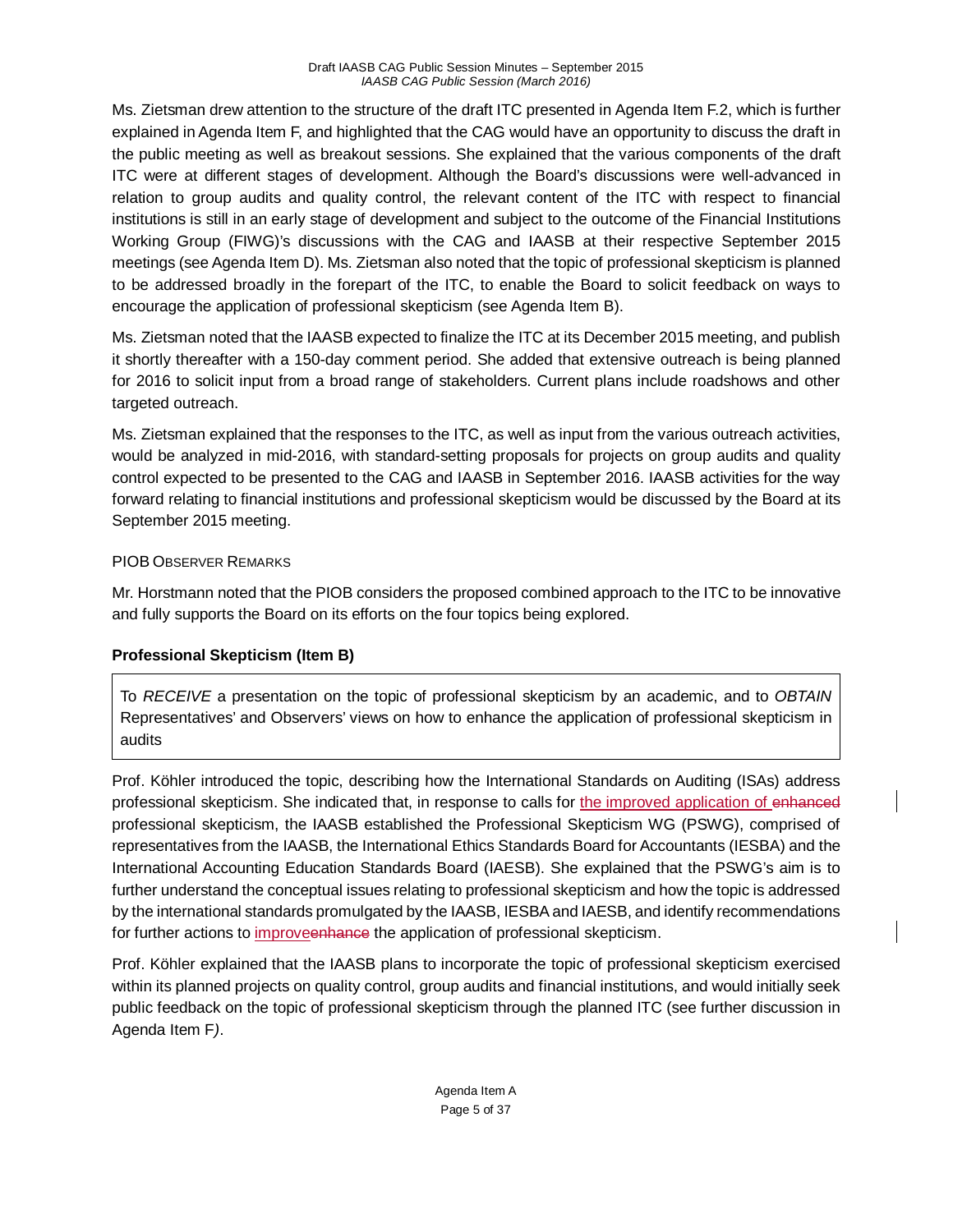Ms. Zietsman drew attention to the structure of the draft ITC presented in Agenda Item F.2, which is further explained in Agenda Item F, and highlighted that the CAG would have an opportunity to discuss the draft in the public meeting as well as breakout sessions. She explained that the various components of the draft ITC were at different stages of development. Although the Board's discussions were well-advanced in relation to group audits and quality control, the relevant content of the ITC with respect to financial institutions is still in an early stage of development and subject to the outcome of the Financial Institutions Working Group (FIWG)'s discussions with the CAG and IAASB at their respective September 2015 meetings (see Agenda Item D). Ms. Zietsman also noted that the topic of professional skepticism is planned to be addressed broadly in the forepart of the ITC, to enable the Board to solicit feedback on ways to encourage the application of professional skepticism (see Agenda Item B).

Ms. Zietsman noted that the IAASB expected to finalize the ITC at its December 2015 meeting, and publish it shortly thereafter with a 150-day comment period. She added that extensive outreach is being planned for 2016 to solicit input from a broad range of stakeholders. Current plans include roadshows and other targeted outreach.

Ms. Zietsman explained that the responses to the ITC, as well as input from the various outreach activities, would be analyzed in mid-2016, with standard-setting proposals for projects on group audits and quality control expected to be presented to the CAG and IAASB in September 2016. IAASB activities for the way forward relating to financial institutions and professional skepticism would be discussed by the Board at its September 2015 meeting.

PIOB OBSERVER REMARKS

Mr. Horstmann noted that the PIOB considers the proposed combined approach to the ITC to be innovative and fully supports the Board on its efforts on the four topics being explored.

**Professional Skepticism (Item B)**

To *RECEIVE* a presentation on the topic of professional skepticism by an academic, and to *OBTAIN* Representatives' and Observers' views on how to enhance the application of professional skepticism in audits

Prof. Köhler introduced the topic, describing how the International Standards on Auditing (ISAs) address professional skepticism. She indicated that, in response to calls for the improved application of ~~enhanced~~ professional skepticism, the IAASB established the Professional Skepticism WG (PSWG), comprised of representatives from the IAASB, the International Ethics Standards Board for Accountants (IESBA) and the International Accounting Education Standards Board (IAESB). She explained that the PSWG's aim is to further understand the conceptual issues relating to professional skepticism and how the topic is addressed by the international standards promulgated by the IAASB, IESBA and IAESB, and identify recommendations for further actions to improve~~enhance~~ the application of professional skepticism.

Prof. Köhler explained that the IAASB plans to incorporate the topic of professional skepticism exercised within its planned projects on quality control, group audits and financial institutions, and would initially seek public feedback on the topic of professional skepticism through the planned ITC (see further discussion in Agenda Item F).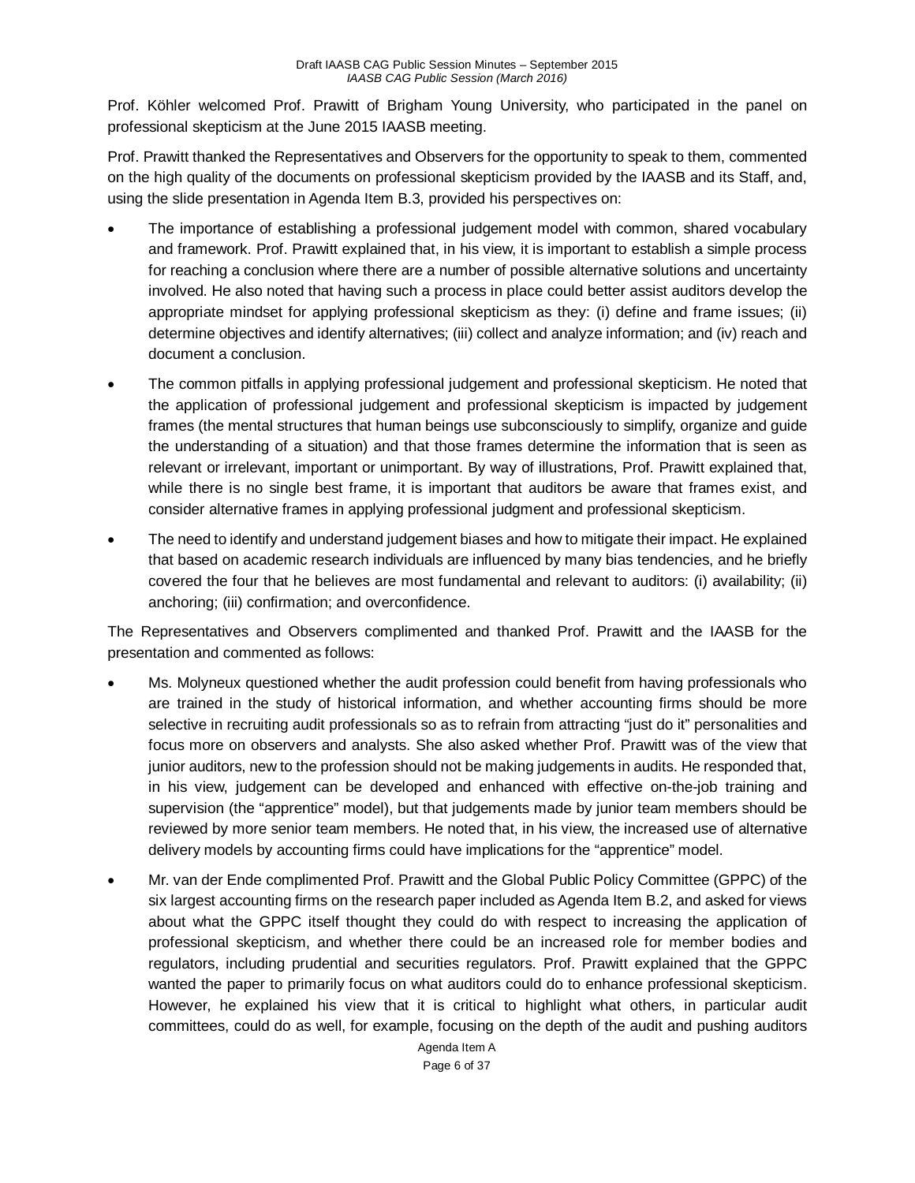Prof. Köhler welcomed Prof. Prawitt of Brigham Young University, who participated in the panel on professional skepticism at the June 2015 IAASB meeting.

Prof. Prawitt thanked the Representatives and Observers for the opportunity to speak to them, commented on the high quality of the documents on professional skepticism provided by the IAASB and its Staff, and, using the slide presentation in Agenda Item B.3, provided his perspectives on:

- The importance of establishing a professional judgement model with common, shared vocabulary and framework. Prof. Prawitt explained that, in his view, it is important to establish a simple process for reaching a conclusion where there are a number of possible alternative solutions and uncertainty involved. He also noted that having such a process in place could better assist auditors develop the appropriate mindset for applying professional skepticism as they: (i) define and frame issues; (ii) determine objectives and identify alternatives; (iii) collect and analyze information; and (iv) reach and document a conclusion.
- The common pitfalls in applying professional judgement and professional skepticism. He noted that the application of professional judgement and professional skepticism is impacted by judgement frames (the mental structures that human beings use subconsciously to simplify, organize and guide the understanding of a situation) and that those frames determine the information that is seen as relevant or irrelevant, important or unimportant. By way of illustrations, Prof. Prawitt explained that, while there is no single best frame, it is important that auditors be aware that frames exist, and consider alternative frames in applying professional judgment and professional skepticism.
- The need to identify and understand judgement biases and how to mitigate their impact. He explained that based on academic research individuals are influenced by many bias tendencies, and he briefly covered the four that he believes are most fundamental and relevant to auditors: (i) availability; (ii) anchoring; (iii) confirmation; and overconfidence.

The Representatives and Observers complimented and thanked Prof. Prawitt and the IAASB for the presentation and commented as follows:

- Ms. Molyneux questioned whether the audit profession could benefit from having professionals who are trained in the study of historical information, and whether accounting firms should be more selective in recruiting audit professionals so as to refrain from attracting "just do it" personalities and focus more on observers and analysts. She also asked whether Prof. Prawitt was of the view that junior auditors, new to the profession should not be making judgements in audits. He responded that, in his view, judgement can be developed and enhanced with effective on-the-job training and supervision (the "apprentice" model), but that judgements made by junior team members should be reviewed by more senior team members. He noted that, in his view, the increased use of alternative delivery models by accounting firms could have implications for the "apprentice" model.
- Mr. van der Ende complimented Prof. Prawitt and the Global Public Policy Committee (GPPC) of the six largest accounting firms on the research paper included as Agenda Item B.2, and asked for views about what the GPPC itself thought they could do with respect to increasing the application of professional skepticism, and whether there could be an increased role for member bodies and regulators, including prudential and securities regulators. Prof. Prawitt explained that the GPPC wanted the paper to primarily focus on what auditors could do to enhance professional skepticism. However, he explained his view that it is critical to highlight what others, in particular audit committees, could do as well, for example, focusing on the depth of the audit and pushing auditors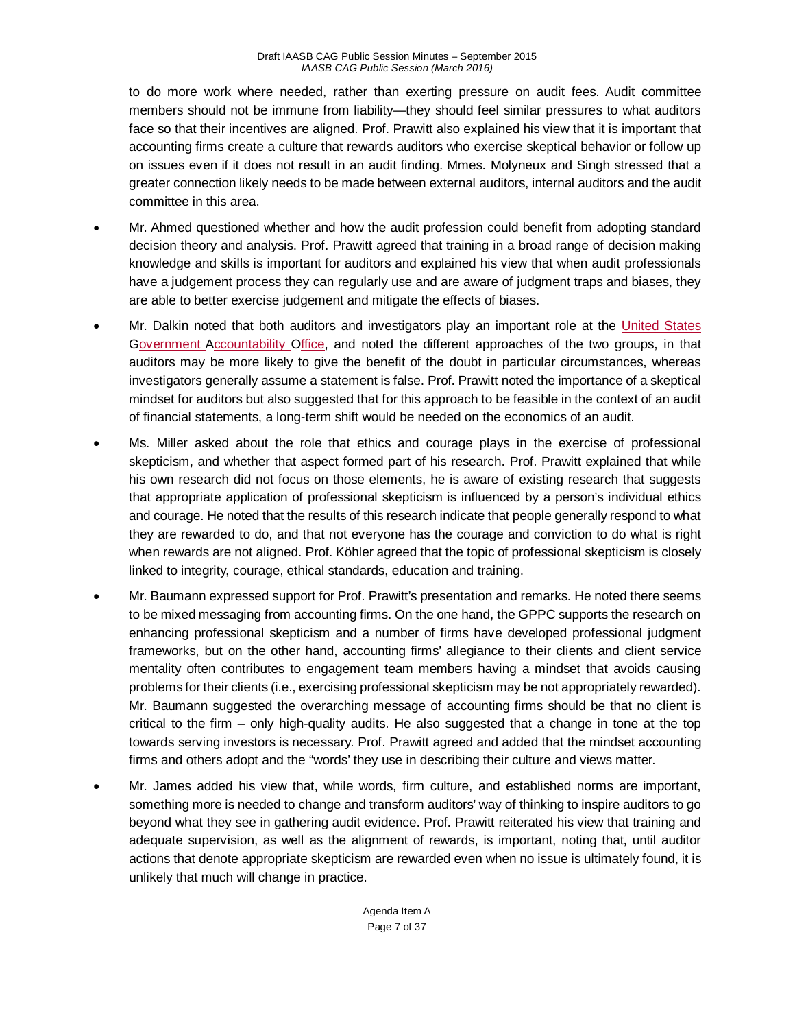to do more work where needed, rather than exerting pressure on audit fees. Audit committee members should not be immune from liability—they should feel similar pressures to what auditors face so that their incentives are aligned. Prof. Prawitt also explained his view that it is important that accounting firms create a culture that rewards auditors who exercise skeptical behavior or follow up on issues even if it does not result in an audit finding. Mmes. Molyneux and Singh stressed that a greater connection likely needs to be made between external auditors, internal auditors and the audit committee in this area.

- Mr. Ahmed questioned whether and how the audit profession could benefit from adopting standard decision theory and analysis. Prof. Prawitt agreed that training in a broad range of decision making knowledge and skills is important for auditors and explained his view that when audit professionals have a judgement process they can regularly use and are aware of judgment traps and biases, they are able to better exercise judgement and mitigate the effects of biases.
- Mr. Dalkin noted that both auditors and investigators play an important role at the United States Government Accountability Office, and noted the different approaches of the two groups, in that auditors may be more likely to give the benefit of the doubt in particular circumstances, whereas investigators generally assume a statement is false. Prof. Prawitt noted the importance of a skeptical mindset for auditors but also suggested that for this approach to be feasible in the context of an audit of financial statements, a long-term shift would be needed on the economics of an audit.
- Ms. Miller asked about the role that ethics and courage plays in the exercise of professional skepticism, and whether that aspect formed part of his research. Prof. Prawitt explained that while his own research did not focus on those elements, he is aware of existing research that suggests that appropriate application of professional skepticism is influenced by a person's individual ethics and courage. He noted that the results of this research indicate that people generally respond to what they are rewarded to do, and that not everyone has the courage and conviction to do what is right when rewards are not aligned. Prof. Köhler agreed that the topic of professional skepticism is closely linked to integrity, courage, ethical standards, education and training.
- Mr. Baumann expressed support for Prof. Prawitt's presentation and remarks. He noted there seems to be mixed messaging from accounting firms. On the one hand, the GPPC supports the research on enhancing professional skepticism and a number of firms have developed professional judgment frameworks, but on the other hand, accounting firms' allegiance to their clients and client service mentality often contributes to engagement team members having a mindset that avoids causing problems for their clients (i.e., exercising professional skepticism may be not appropriately rewarded). Mr. Baumann suggested the overarching message of accounting firms should be that no client is critical to the firm – only high-quality audits. He also suggested that a change in tone at the top towards serving investors is necessary. Prof. Prawitt agreed and added that the mindset accounting firms and others adopt and the "words' they use in describing their culture and views matter.
- Mr. James added his view that, while words, firm culture, and established norms are important, something more is needed to change and transform auditors' way of thinking to inspire auditors to go beyond what they see in gathering audit evidence. Prof. Prawitt reiterated his view that training and adequate supervision, as well as the alignment of rewards, is important, noting that, until auditor actions that denote appropriate skepticism are rewarded even when no issue is ultimately found, it is unlikely that much will change in practice.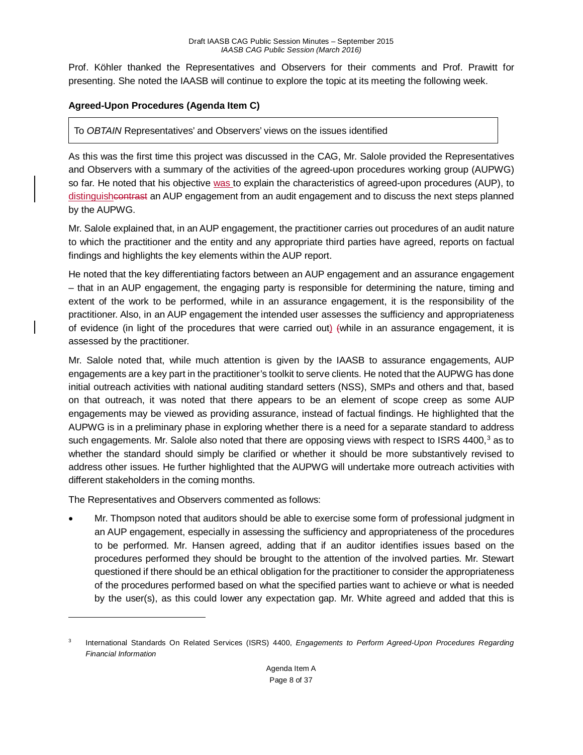Prof. Köhler thanked the Representatives and Observers for their comments and Prof. Prawitt for presenting. She noted the IAASB will continue to explore the topic at its meeting the following week.

**Agreed-Upon Procedures (Agenda Item C)**

To *OBTAIN* Representatives' and Observers' views on the issues identified

As this was the first time this project was discussed in the CAG, Mr. Salole provided the Representatives and Observers with a summary of the activities of the agreed-upon procedures working group (AUPWG) so far. He noted that his objective was to explain the characteristics of agreed-upon procedures (AUP), to distinguish an AUP engagement from an audit engagement and to discuss the next steps planned by the AUPWG.

Mr. Salole explained that, in an AUP engagement, the practitioner carries out procedures of an audit nature to which the practitioner and the entity and any appropriate third parties have agreed, reports on factual findings and highlights the key elements within the AUP report.

He noted that the key differentiating factors between an AUP engagement and an assurance engagement – that in an AUP engagement, the engaging party is responsible for determining the nature, timing and extent of the work to be performed, while in an assurance engagement, it is the responsibility of the practitioner. Also, in an AUP engagement the intended user assesses the sufficiency and appropriateness of evidence (in light of the procedures that were carried out) while in an assurance engagement, it is assessed by the practitioner.

Mr. Salole noted that, while much attention is given by the IAASB to assurance engagements, AUP engagements are a key part in the practitioner's toolkit to serve clients. He noted that the AUPWG has done initial outreach activities with national auditing standard setters (NSS), SMPs and others and that, based on that outreach, it was noted that there appears to be an element of scope creep as some AUP engagements may be viewed as providing assurance, instead of factual findings. He highlighted that the AUPWG is in a preliminary phase in exploring whether there is a need for a separate standard to address such engagements. Mr. Salole also noted that there are opposing views with respect to ISRS 4400,[3] as to whether the standard should simply be clarified or whether it should be more substantively revised to address other issues. He further highlighted that the AUPWG will undertake more outreach activities with different stakeholders in the coming months.

The Representatives and Observers commented as follows:

- Mr. Thompson noted that auditors should be able to exercise some form of professional judgment in an AUP engagement, especially in assessing the sufficiency and appropriateness of the procedures to be performed. Mr. Hansen agreed, adding that if an auditor identifies issues based on the procedures performed they should be brought to the attention of the involved parties. Mr. Stewart questioned if there should be an ethical obligation for the practitioner to consider the appropriateness of the procedures performed based on what the specified parties want to achieve or what is needed by the user(s), as this could lower any expectation gap. Mr. White agreed and added that this is

[3] International Standards On Related Services (ISRS) 4400, *Engagements to Perform Agreed-Upon Procedures Regarding Financial Information*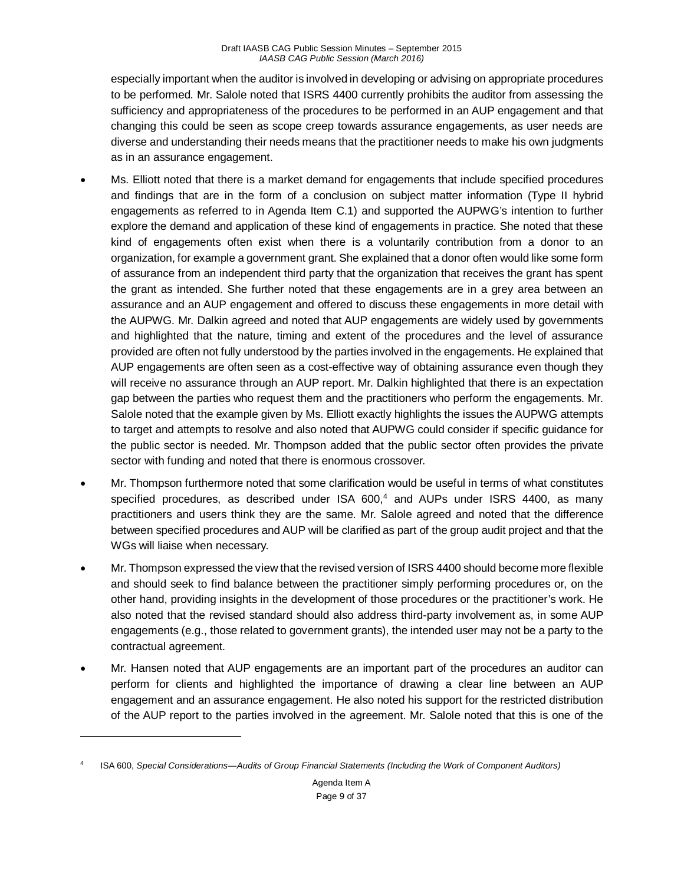especially important when the auditor is involved in developing or advising on appropriate procedures to be performed. Mr. Salole noted that ISRS 4400 currently prohibits the auditor from assessing the sufficiency and appropriateness of the procedures to be performed in an AUP engagement and that changing this could be seen as scope creep towards assurance engagements, as user needs are diverse and understanding their needs means that the practitioner needs to make his own judgments as in an assurance engagement.

- Ms. Elliott noted that there is a market demand for engagements that include specified procedures and findings that are in the form of a conclusion on subject matter information (Type II hybrid engagements as referred to in Agenda Item C.1) and supported the AUPWG's intention to further explore the demand and application of these kind of engagements in practice. She noted that these kind of engagements often exist when there is a voluntarily contribution from a donor to an organization, for example a government grant. She explained that a donor often would like some form of assurance from an independent third party that the organization that receives the grant has spent the grant as intended. She further noted that these engagements are in a grey area between an assurance and an AUP engagement and offered to discuss these engagements in more detail with the AUPWG. Mr. Dalkin agreed and noted that AUP engagements are widely used by governments and highlighted that the nature, timing and extent of the procedures and the level of assurance provided are often not fully understood by the parties involved in the engagements. He explained that AUP engagements are often seen as a cost-effective way of obtaining assurance even though they will receive no assurance through an AUP report. Mr. Dalkin highlighted that there is an expectation gap between the parties who request them and the practitioners who perform the engagements. Mr. Salole noted that the example given by Ms. Elliott exactly highlights the issues the AUPWG attempts to target and attempts to resolve and also noted that AUPWG could consider if specific guidance for the public sector is needed. Mr. Thompson added that the public sector often provides the private sector with funding and noted that there is enormous crossover.
- Mr. Thompson furthermore noted that some clarification would be useful in terms of what constitutes specified procedures, as described under ISA 600,[4] and AUPs under ISRS 4400, as many practitioners and users think they are the same. Mr. Salole agreed and noted that the difference between specified procedures and AUP will be clarified as part of the group audit project and that the WGs will liaise when necessary.
- Mr. Thompson expressed the view that the revised version of ISRS 4400 should become more flexible and should seek to find balance between the practitioner simply performing procedures or, on the other hand, providing insights in the development of those procedures or the practitioner's work. He also noted that the revised standard should also address third-party involvement as, in some AUP engagements (e.g., those related to government grants), the intended user may not be a party to the contractual agreement.
- Mr. Hansen noted that AUP engagements are an important part of the procedures an auditor can perform for clients and highlighted the importance of drawing a clear line between an AUP engagement and an assurance engagement. He also noted his support for the restricted distribution of the AUP report to the parties involved in the agreement. Mr. Salole noted that this is one of the

---

[4] ISA 600, *Special Considerations—Audits of Group Financial Statements (Including the Work of Component Auditors)*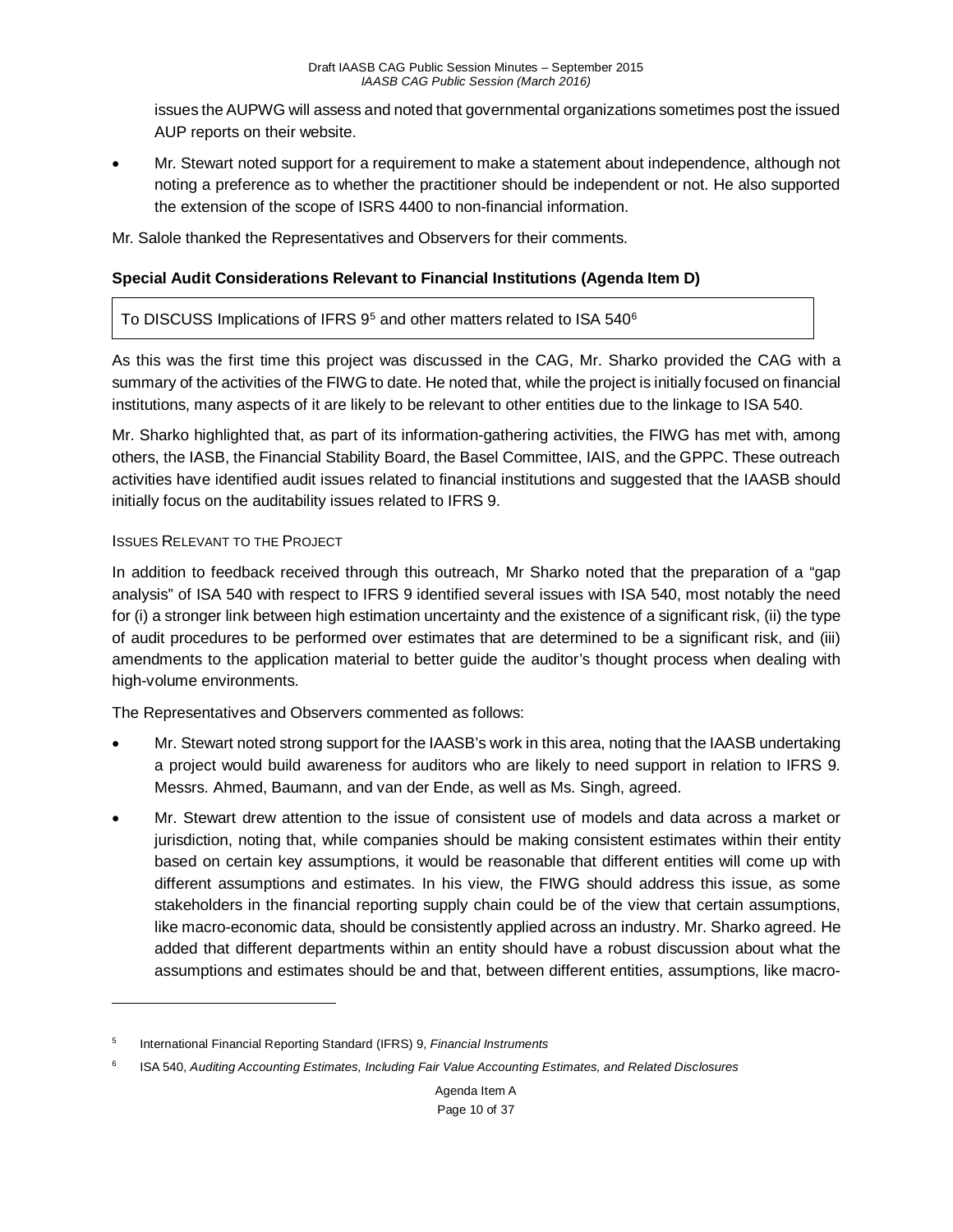issues the AUPWG will assess and noted that governmental organizations sometimes post the issued AUP reports on their website.

- Mr. Stewart noted support for a requirement to make a statement about independence, although not noting a preference as to whether the practitioner should be independent or not. He also supported the extension of the scope of ISRS 4400 to non-financial information.

Mr. Salole thanked the Representatives and Observers for their comments.

**Special Audit Considerations Relevant to Financial Institutions (Agenda Item D)**

| To DISCUSS Implications of IFRS 9[5] and other matters related to ISA 540[6] |
| --- |

As this was the first time this project was discussed in the CAG, Mr. Sharko provided the CAG with a summary of the activities of the FIWG to date. He noted that, while the project is initially focused on financial institutions, many aspects of it are likely to be relevant to other entities due to the linkage to ISA 540.

Mr. Sharko highlighted that, as part of its information-gathering activities, the FIWG has met with, among others, the IASB, the Financial Stability Board, the Basel Committee, IAIS, and the GPPC. These outreach activities have identified audit issues related to financial institutions and suggested that the IAASB should initially focus on the auditability issues related to IFRS 9.

ISSUES RELEVANT TO THE PROJECT

In addition to feedback received through this outreach, Mr Sharko noted that the preparation of a "gap analysis" of ISA 540 with respect to IFRS 9 identified several issues with ISA 540, most notably the need for (i) a stronger link between high estimation uncertainty and the existence of a significant risk, (ii) the type of audit procedures to be performed over estimates that are determined to be a significant risk, and (iii) amendments to the application material to better guide the auditor's thought process when dealing with high-volume environments.

The Representatives and Observers commented as follows:

- Mr. Stewart noted strong support for the IAASB's work in this area, noting that the IAASB undertaking a project would build awareness for auditors who are likely to need support in relation to IFRS 9. Messrs. Ahmed, Baumann, and van der Ende, as well as Ms. Singh, agreed.
- Mr. Stewart drew attention to the issue of consistent use of models and data across a market or jurisdiction, noting that, while companies should be making consistent estimates within their entity based on certain key assumptions, it would be reasonable that different entities will come up with different assumptions and estimates. In his view, the FIWG should address this issue, as some stakeholders in the financial reporting supply chain could be of the view that certain assumptions, like macro-economic data, should be consistently applied across an industry. Mr. Sharko agreed. He added that different departments within an entity should have a robust discussion about what the assumptions and estimates should be and that, between different entities, assumptions, like macro-

[5] International Financial Reporting Standard (IFRS) 9, *Financial Instruments*

[6] ISA 540, *Auditing Accounting Estimates, Including Fair Value Accounting Estimates, and Related Disclosures*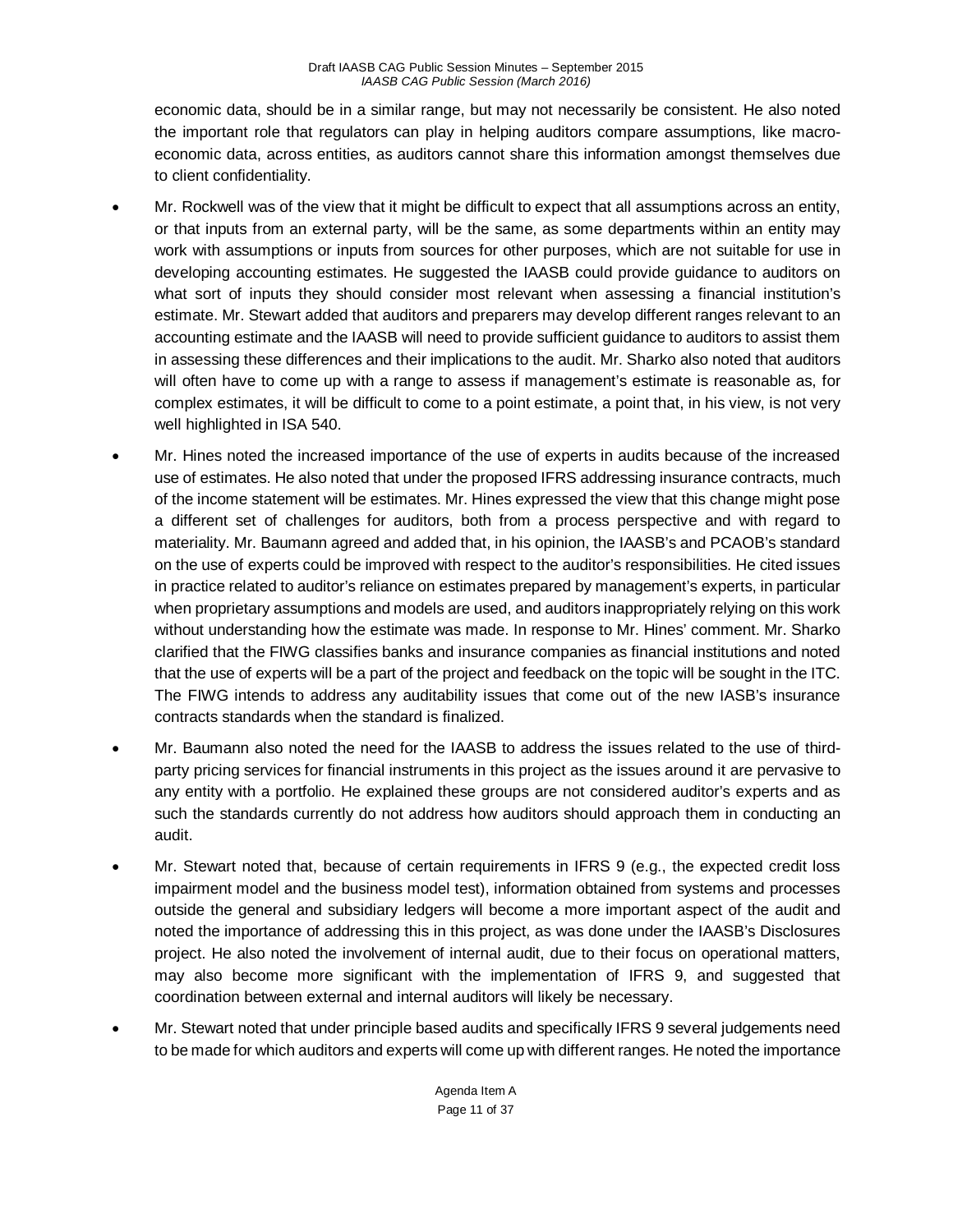economic data, should be in a similar range, but may not necessarily be consistent. He also noted the important role that regulators can play in helping auditors compare assumptions, like macro-economic data, across entities, as auditors cannot share this information amongst themselves due to client confidentiality.

- Mr. Rockwell was of the view that it might be difficult to expect that all assumptions across an entity, or that inputs from an external party, will be the same, as some departments within an entity may work with assumptions or inputs from sources for other purposes, which are not suitable for use in developing accounting estimates. He suggested the IAASB could provide guidance to auditors on what sort of inputs they should consider most relevant when assessing a financial institution's estimate. Mr. Stewart added that auditors and preparers may develop different ranges relevant to an accounting estimate and the IAASB will need to provide sufficient guidance to auditors to assist them in assessing these differences and their implications to the audit. Mr. Sharko also noted that auditors will often have to come up with a range to assess if management's estimate is reasonable as, for complex estimates, it will be difficult to come to a point estimate, a point that, in his view, is not very well highlighted in ISA 540.
- Mr. Hines noted the increased importance of the use of experts in audits because of the increased use of estimates. He also noted that under the proposed IFRS addressing insurance contracts, much of the income statement will be estimates. Mr. Hines expressed the view that this change might pose a different set of challenges for auditors, both from a process perspective and with regard to materiality. Mr. Baumann agreed and added that, in his opinion, the IAASB's and PCAOB's standard on the use of experts could be improved with respect to the auditor's responsibilities. He cited issues in practice related to auditor's reliance on estimates prepared by management's experts, in particular when proprietary assumptions and models are used, and auditors inappropriately relying on this work without understanding how the estimate was made. In response to Mr. Hines' comment. Mr. Sharko clarified that the FIWG classifies banks and insurance companies as financial institutions and noted that the use of experts will be a part of the project and feedback on the topic will be sought in the ITC. The FIWG intends to address any auditability issues that come out of the new IASB's insurance contracts standards when the standard is finalized.
- Mr. Baumann also noted the need for the IAASB to address the issues related to the use of third-party pricing services for financial instruments in this project as the issues around it are pervasive to any entity with a portfolio. He explained these groups are not considered auditor's experts and as such the standards currently do not address how auditors should approach them in conducting an audit.
- Mr. Stewart noted that, because of certain requirements in IFRS 9 (e.g., the expected credit loss impairment model and the business model test), information obtained from systems and processes outside the general and subsidiary ledgers will become a more important aspect of the audit and noted the importance of addressing this in this project, as was done under the IAASB's Disclosures project. He also noted the involvement of internal audit, due to their focus on operational matters, may also become more significant with the implementation of IFRS 9, and suggested that coordination between external and internal auditors will likely be necessary.
- Mr. Stewart noted that under principle based audits and specifically IFRS 9 several judgements need to be made for which auditors and experts will come up with different ranges. He noted the importance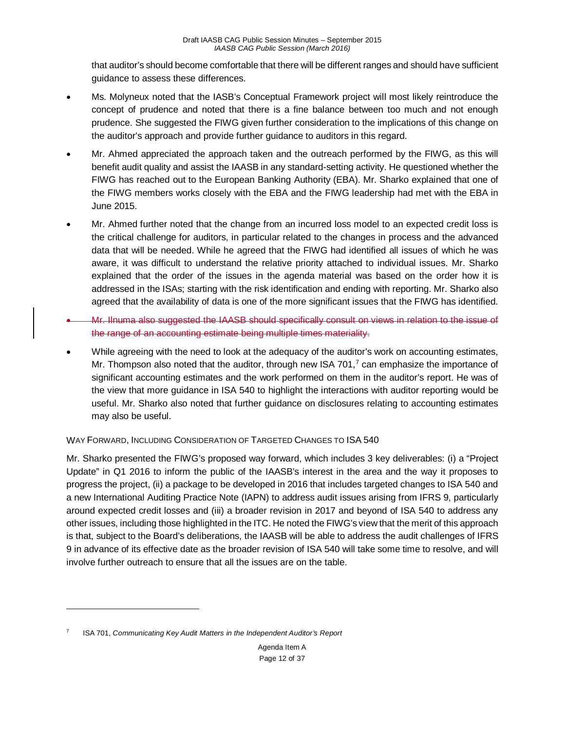that auditor's should become comfortable that there will be different ranges and should have sufficient guidance to assess these differences.

- Ms. Molyneux noted that the IASB's Conceptual Framework project will most likely reintroduce the concept of prudence and noted that there is a fine balance between too much and not enough prudence. She suggested the FIWG given further consideration to the implications of this change on the auditor's approach and provide further guidance to auditors in this regard.
- Mr. Ahmed appreciated the approach taken and the outreach performed by the FIWG, as this will benefit audit quality and assist the IAASB in any standard-setting activity. He questioned whether the FIWG has reached out to the European Banking Authority (EBA). Mr. Sharko explained that one of the FIWG members works closely with the EBA and the FIWG leadership had met with the EBA in June 2015.
- Mr. Ahmed further noted that the change from an incurred loss model to an expected credit loss is the critical challenge for auditors, in particular related to the changes in process and the advanced data that will be needed. While he agreed that the FIWG had identified all issues of which he was aware, it was difficult to understand the relative priority attached to individual issues. Mr. Sharko explained that the order of the issues in the agenda material was based on the order how it is addressed in the ISAs; starting with the risk identification and ending with reporting. Mr. Sharko also agreed that the availability of data is one of the more significant issues that the FIWG has identified.
- ~~Mr. Iinuma also suggested the IAASB should specifically consult on views in relation to the issue of the range of an accounting estimate being multiple times materiality.~~
- While agreeing with the need to look at the adequacy of the auditor's work on accounting estimates, Mr. Thompson also noted that the auditor, through new ISA 701,[7] can emphasize the importance of significant accounting estimates and the work performed on them in the auditor's report. He was of the view that more guidance in ISA 540 to highlight the interactions with auditor reporting would be useful. Mr. Sharko also noted that further guidance on disclosures relating to accounting estimates may also be useful.

WAY FORWARD, INCLUDING CONSIDERATION OF TARGETED CHANGES TO ISA 540

Mr. Sharko presented the FIWG's proposed way forward, which includes 3 key deliverables: (i) a "Project Update" in Q1 2016 to inform the public of the IAASB's interest in the area and the way it proposes to progress the project, (ii) a package to be developed in 2016 that includes targeted changes to ISA 540 and a new International Auditing Practice Note (IAPN) to address audit issues arising from IFRS 9, particularly around expected credit losses and (iii) a broader revision in 2017 and beyond of ISA 540 to address any other issues, including those highlighted in the ITC. He noted the FIWG's view that the merit of this approach is that, subject to the Board's deliberations, the IAASB will be able to address the audit challenges of IFRS 9 in advance of its effective date as the broader revision of ISA 540 will take some time to resolve, and will involve further outreach to ensure that all the issues are on the table.

---

[7] ISA 701, *Communicating Key Audit Matters in the Independent Auditor's Report*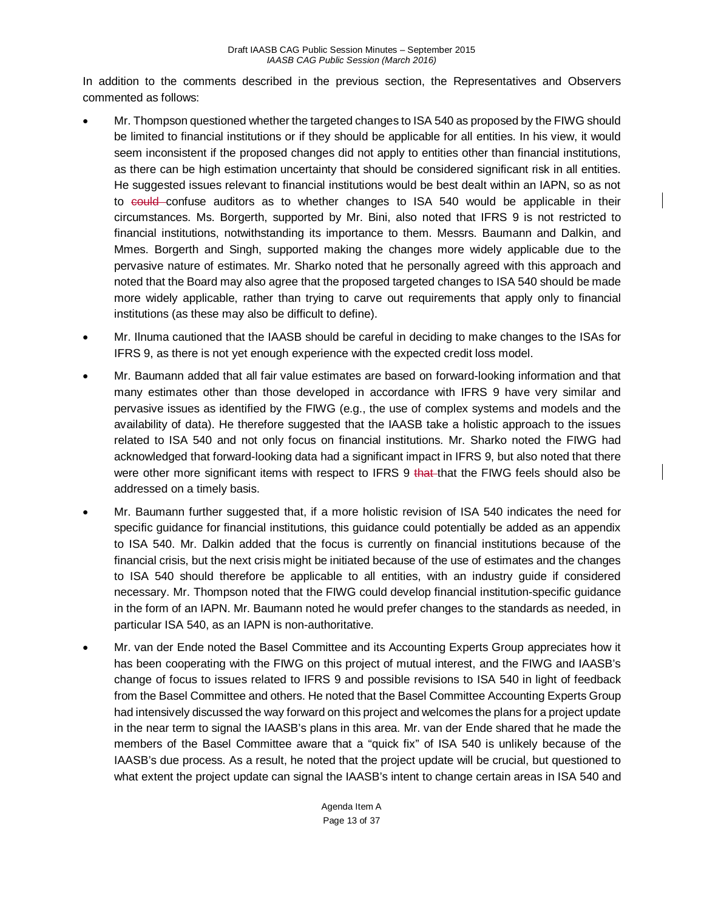In addition to the comments described in the previous section, the Representatives and Observers commented as follows:

- Mr. Thompson questioned whether the targeted changes to ISA 540 as proposed by the FIWG should be limited to financial institutions or if they should be applicable for all entities. In his view, it would seem inconsistent if the proposed changes did not apply to entities other than financial institutions, as there can be high estimation uncertainty that should be considered significant risk in all entities. He suggested issues relevant to financial institutions would be best dealt within an IAPN, so as not to ~~could~~ confuse auditors as to whether changes to ISA 540 would be applicable in their circumstances. Ms. Borgerth, supported by Mr. Bini, also noted that IFRS 9 is not restricted to financial institutions, notwithstanding its importance to them. Messrs. Baumann and Dalkin, and Mmes. Borgerth and Singh, supported making the changes more widely applicable due to the pervasive nature of estimates. Mr. Sharko noted that he personally agreed with this approach and noted that the Board may also agree that the proposed targeted changes to ISA 540 should be made more widely applicable, rather than trying to carve out requirements that apply only to financial institutions (as these may also be difficult to define).
- Mr. Ilnuma cautioned that the IAASB should be careful in deciding to make changes to the ISAs for IFRS 9, as there is not yet enough experience with the expected credit loss model.
- Mr. Baumann added that all fair value estimates are based on forward-looking information and that many estimates other than those developed in accordance with IFRS 9 have very similar and pervasive issues as identified by the FIWG (e.g., the use of complex systems and models and the availability of data). He therefore suggested that the IAASB take a holistic approach to the issues related to ISA 540 and not only focus on financial institutions. Mr. Sharko noted the FIWG had acknowledged that forward-looking data had a significant impact in IFRS 9, but also noted that there were other more significant items with respect to IFRS 9 ~~that~~ that the FIWG feels should also be addressed on a timely basis.
- Mr. Baumann further suggested that, if a more holistic revision of ISA 540 indicates the need for specific guidance for financial institutions, this guidance could potentially be added as an appendix to ISA 540. Mr. Dalkin added that the focus is currently on financial institutions because of the financial crisis, but the next crisis might be initiated because of the use of estimates and the changes to ISA 540 should therefore be applicable to all entities, with an industry guide if considered necessary. Mr. Thompson noted that the FIWG could develop financial institution-specific guidance in the form of an IAPN. Mr. Baumann noted he would prefer changes to the standards as needed, in particular ISA 540, as an IAPN is non-authoritative.
- Mr. van der Ende noted the Basel Committee and its Accounting Experts Group appreciates how it has been cooperating with the FIWG on this project of mutual interest, and the FIWG and IAASB's change of focus to issues related to IFRS 9 and possible revisions to ISA 540 in light of feedback from the Basel Committee and others. He noted that the Basel Committee Accounting Experts Group had intensively discussed the way forward on this project and welcomes the plans for a project update in the near term to signal the IAASB's plans in this area. Mr. van der Ende shared that he made the members of the Basel Committee aware that a "quick fix" of ISA 540 is unlikely because of the IAASB's due process. As a result, he noted that the project update will be crucial, but questioned to what extent the project update can signal the IAASB's intent to change certain areas in ISA 540 and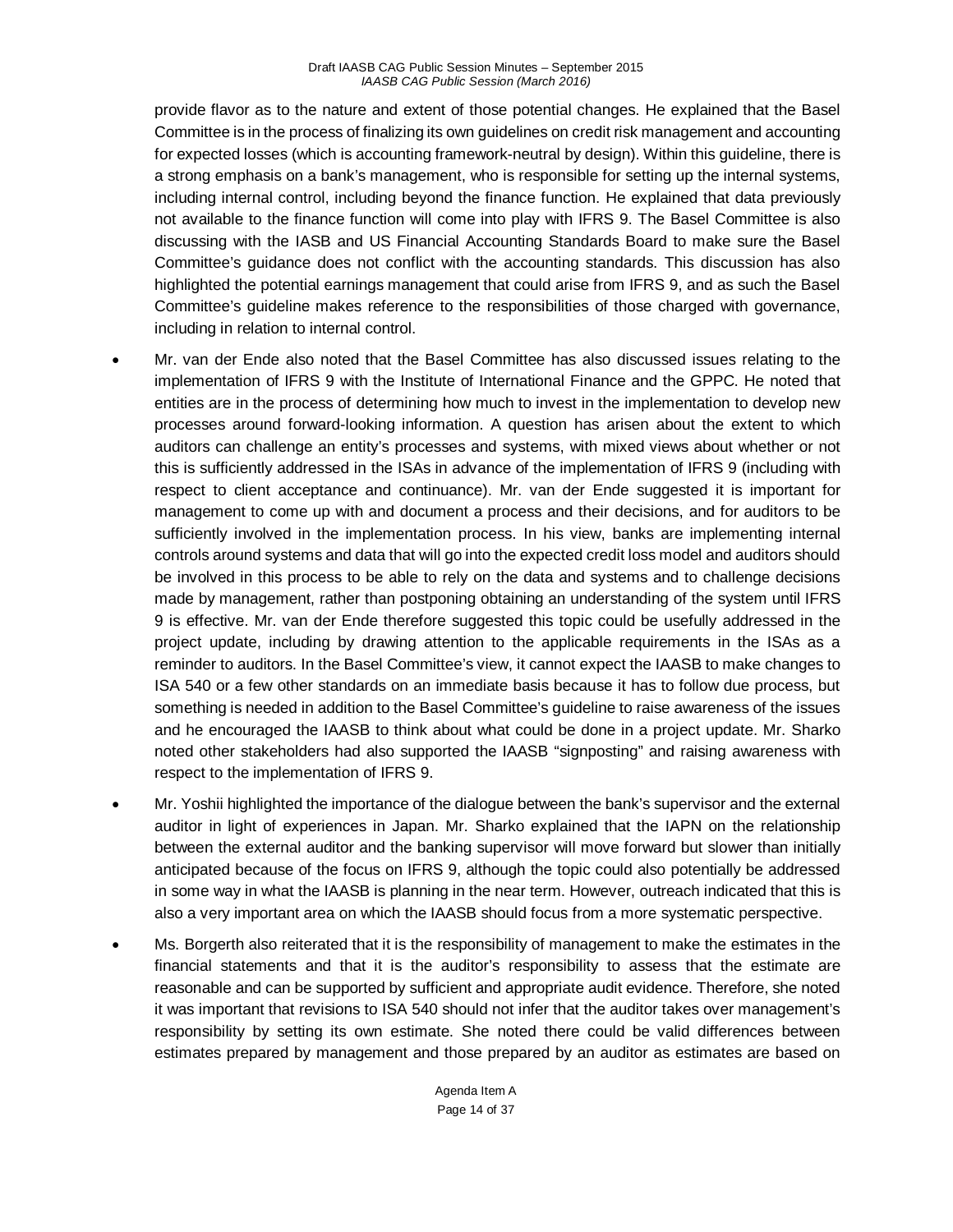provide flavor as to the nature and extent of those potential changes. He explained that the Basel Committee is in the process of finalizing its own guidelines on credit risk management and accounting for expected losses (which is accounting framework-neutral by design). Within this guideline, there is a strong emphasis on a bank's management, who is responsible for setting up the internal systems, including internal control, including beyond the finance function. He explained that data previously not available to the finance function will come into play with IFRS 9. The Basel Committee is also discussing with the IASB and US Financial Accounting Standards Board to make sure the Basel Committee's guidance does not conflict with the accounting standards. This discussion has also highlighted the potential earnings management that could arise from IFRS 9, and as such the Basel Committee's guideline makes reference to the responsibilities of those charged with governance, including in relation to internal control.

- Mr. van der Ende also noted that the Basel Committee has also discussed issues relating to the implementation of IFRS 9 with the Institute of International Finance and the GPPC. He noted that entities are in the process of determining how much to invest in the implementation to develop new processes around forward-looking information. A question has arisen about the extent to which auditors can challenge an entity's processes and systems, with mixed views about whether or not this is sufficiently addressed in the ISAs in advance of the implementation of IFRS 9 (including with respect to client acceptance and continuance). Mr. van der Ende suggested it is important for management to come up with and document a process and their decisions, and for auditors to be sufficiently involved in the implementation process. In his view, banks are implementing internal controls around systems and data that will go into the expected credit loss model and auditors should be involved in this process to be able to rely on the data and systems and to challenge decisions made by management, rather than postponing obtaining an understanding of the system until IFRS 9 is effective. Mr. van der Ende therefore suggested this topic could be usefully addressed in the project update, including by drawing attention to the applicable requirements in the ISAs as a reminder to auditors. In the Basel Committee's view, it cannot expect the IAASB to make changes to ISA 540 or a few other standards on an immediate basis because it has to follow due process, but something is needed in addition to the Basel Committee's guideline to raise awareness of the issues and he encouraged the IAASB to think about what could be done in a project update. Mr. Sharko noted other stakeholders had also supported the IAASB "signposting" and raising awareness with respect to the implementation of IFRS 9.
- Mr. Yoshii highlighted the importance of the dialogue between the bank's supervisor and the external auditor in light of experiences in Japan. Mr. Sharko explained that the IAPN on the relationship between the external auditor and the banking supervisor will move forward but slower than initially anticipated because of the focus on IFRS 9, although the topic could also potentially be addressed in some way in what the IAASB is planning in the near term. However, outreach indicated that this is also a very important area on which the IAASB should focus from a more systematic perspective.
- Ms. Borgerth also reiterated that it is the responsibility of management to make the estimates in the financial statements and that it is the auditor's responsibility to assess that the estimate are reasonable and can be supported by sufficient and appropriate audit evidence. Therefore, she noted it was important that revisions to ISA 540 should not infer that the auditor takes over management's responsibility by setting its own estimate. She noted there could be valid differences between estimates prepared by management and those prepared by an auditor as estimates are based on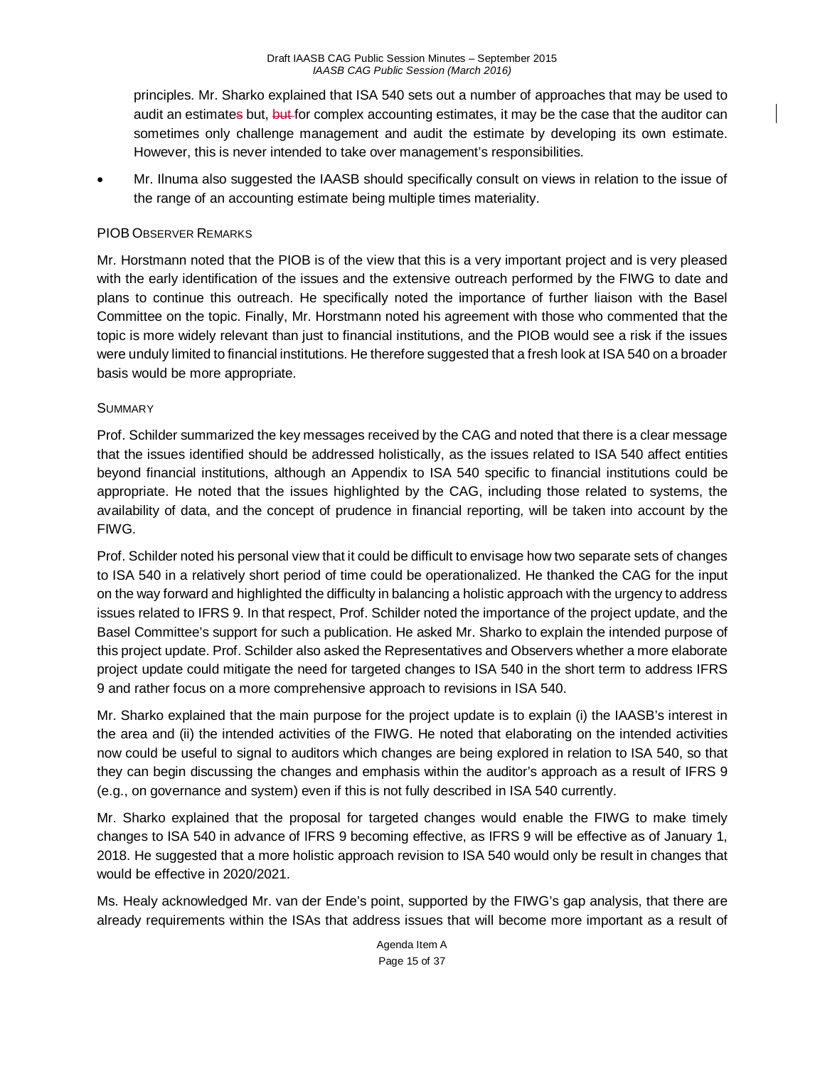principles. Mr. Sharko explained that ISA 540 sets out a number of approaches that may be used to audit an estimates but, but for complex accounting estimates, it may be the case that the auditor can sometimes only challenge management and audit the estimate by developing its own estimate. However, this is never intended to take over management's responsibilities.

- Mr. Ilnuma also suggested the IAASB should specifically consult on views in relation to the issue of the range of an accounting estimate being multiple times materiality.

PIOB OBSERVER REMARKS

Mr. Horstmann noted that the PIOB is of the view that this is a very important project and is very pleased with the early identification of the issues and the extensive outreach performed by the FIWG to date and plans to continue this outreach. He specifically noted the importance of further liaison with the Basel Committee on the topic. Finally, Mr. Horstmann noted his agreement with those who commented that the topic is more widely relevant than just to financial institutions, and the PIOB would see a risk if the issues were unduly limited to financial institutions. He therefore suggested that a fresh look at ISA 540 on a broader basis would be more appropriate.

SUMMARY

Prof. Schilder summarized the key messages received by the CAG and noted that there is a clear message that the issues identified should be addressed holistically, as the issues related to ISA 540 affect entities beyond financial institutions, although an Appendix to ISA 540 specific to financial institutions could be appropriate. He noted that the issues highlighted by the CAG, including those related to systems, the availability of data, and the concept of prudence in financial reporting, will be taken into account by the FIWG.

Prof. Schilder noted his personal view that it could be difficult to envisage how two separate sets of changes to ISA 540 in a relatively short period of time could be operationalized. He thanked the CAG for the input on the way forward and highlighted the difficulty in balancing a holistic approach with the urgency to address issues related to IFRS 9. In that respect, Prof. Schilder noted the importance of the project update, and the Basel Committee's support for such a publication. He asked Mr. Sharko to explain the intended purpose of this project update. Prof. Schilder also asked the Representatives and Observers whether a more elaborate project update could mitigate the need for targeted changes to ISA 540 in the short term to address IFRS 9 and rather focus on a more comprehensive approach to revisions in ISA 540.

Mr. Sharko explained that the main purpose for the project update is to explain (i) the IAASB's interest in the area and (ii) the intended activities of the FIWG. He noted that elaborating on the intended activities now could be useful to signal to auditors which changes are being explored in relation to ISA 540, so that they can begin discussing the changes and emphasis within the auditor's approach as a result of IFRS 9 (e.g., on governance and system) even if this is not fully described in ISA 540 currently.

Mr. Sharko explained that the proposal for targeted changes would enable the FIWG to make timely changes to ISA 540 in advance of IFRS 9 becoming effective, as IFRS 9 will be effective as of January 1, 2018. He suggested that a more holistic approach revision to ISA 540 would only be result in changes that would be effective in 2020/2021.

Ms. Healy acknowledged Mr. van der Ende's point, supported by the FIWG's gap analysis, that there are already requirements within the ISAs that address issues that will become more important as a result of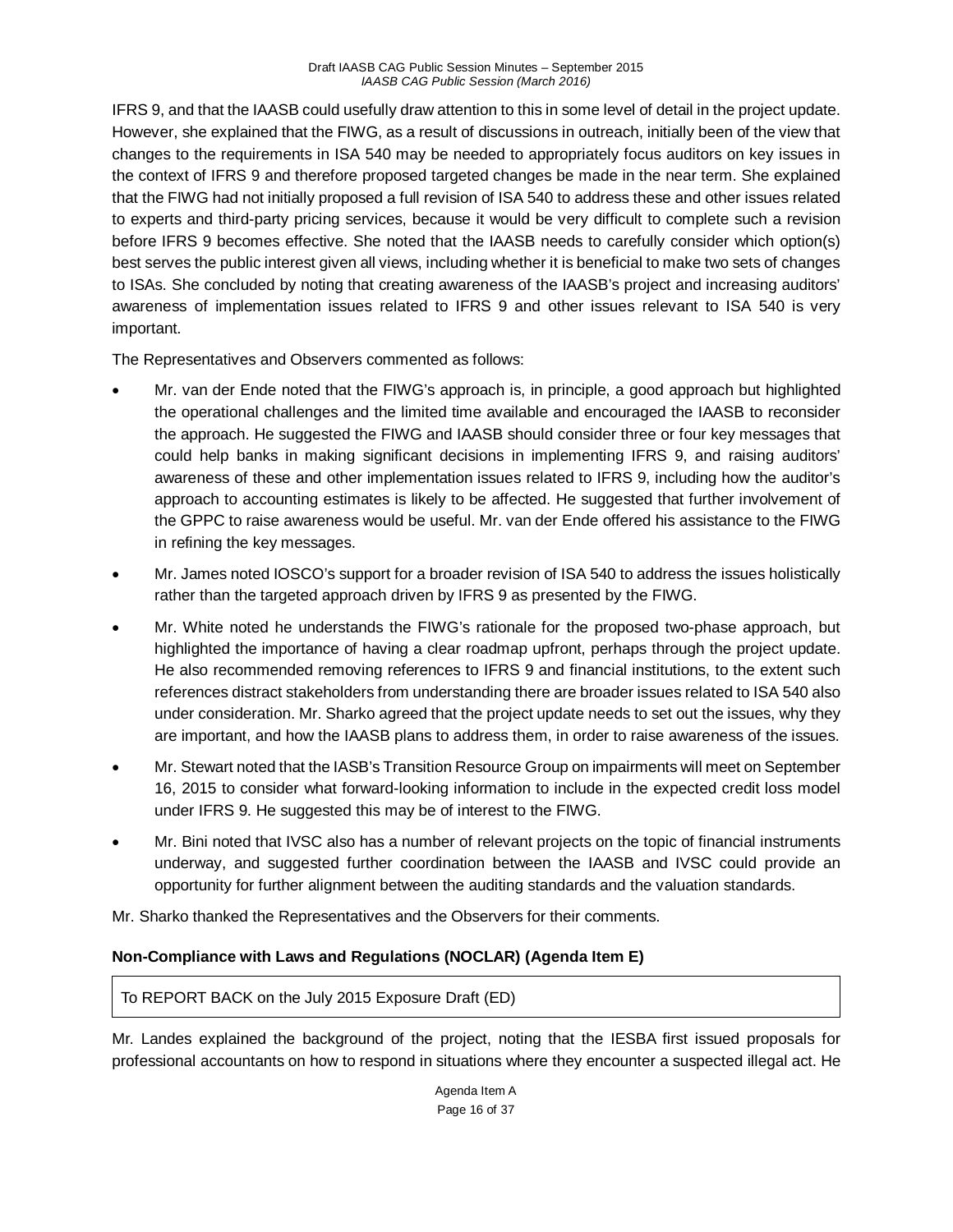IFRS 9, and that the IAASB could usefully draw attention to this in some level of detail in the project update. However, she explained that the FIWG, as a result of discussions in outreach, initially been of the view that changes to the requirements in ISA 540 may be needed to appropriately focus auditors on key issues in the context of IFRS 9 and therefore proposed targeted changes be made in the near term. She explained that the FIWG had not initially proposed a full revision of ISA 540 to address these and other issues related to experts and third-party pricing services, because it would be very difficult to complete such a revision before IFRS 9 becomes effective. She noted that the IAASB needs to carefully consider which option(s) best serves the public interest given all views, including whether it is beneficial to make two sets of changes to ISAs. She concluded by noting that creating awareness of the IAASB's project and increasing auditors' awareness of implementation issues related to IFRS 9 and other issues relevant to ISA 540 is very important.

The Representatives and Observers commented as follows:

- Mr. van der Ende noted that the FIWG's approach is, in principle, a good approach but highlighted the operational challenges and the limited time available and encouraged the IAASB to reconsider the approach. He suggested the FIWG and IAASB should consider three or four key messages that could help banks in making significant decisions in implementing IFRS 9, and raising auditors' awareness of these and other implementation issues related to IFRS 9, including how the auditor's approach to accounting estimates is likely to be affected. He suggested that further involvement of the GPPC to raise awareness would be useful. Mr. van der Ende offered his assistance to the FIWG in refining the key messages.
- Mr. James noted IOSCO's support for a broader revision of ISA 540 to address the issues holistically rather than the targeted approach driven by IFRS 9 as presented by the FIWG.
- Mr. White noted he understands the FIWG's rationale for the proposed two-phase approach, but highlighted the importance of having a clear roadmap upfront, perhaps through the project update. He also recommended removing references to IFRS 9 and financial institutions, to the extent such references distract stakeholders from understanding there are broader issues related to ISA 540 also under consideration. Mr. Sharko agreed that the project update needs to set out the issues, why they are important, and how the IAASB plans to address them, in order to raise awareness of the issues.
- Mr. Stewart noted that the IASB's Transition Resource Group on impairments will meet on September 16, 2015 to consider what forward-looking information to include in the expected credit loss model under IFRS 9. He suggested this may be of interest to the FIWG.
- Mr. Bini noted that IVSC also has a number of relevant projects on the topic of financial instruments underway, and suggested further coordination between the IAASB and IVSC could provide an opportunity for further alignment between the auditing standards and the valuation standards.

Mr. Sharko thanked the Representatives and the Observers for their comments.

### Non-Compliance with Laws and Regulations (NOCLAR) (Agenda Item E)

To REPORT BACK on the July 2015 Exposure Draft (ED)

Mr. Landes explained the background of the project, noting that the IESBA first issued proposals for professional accountants on how to respond in situations where they encounter a suspected illegal act. He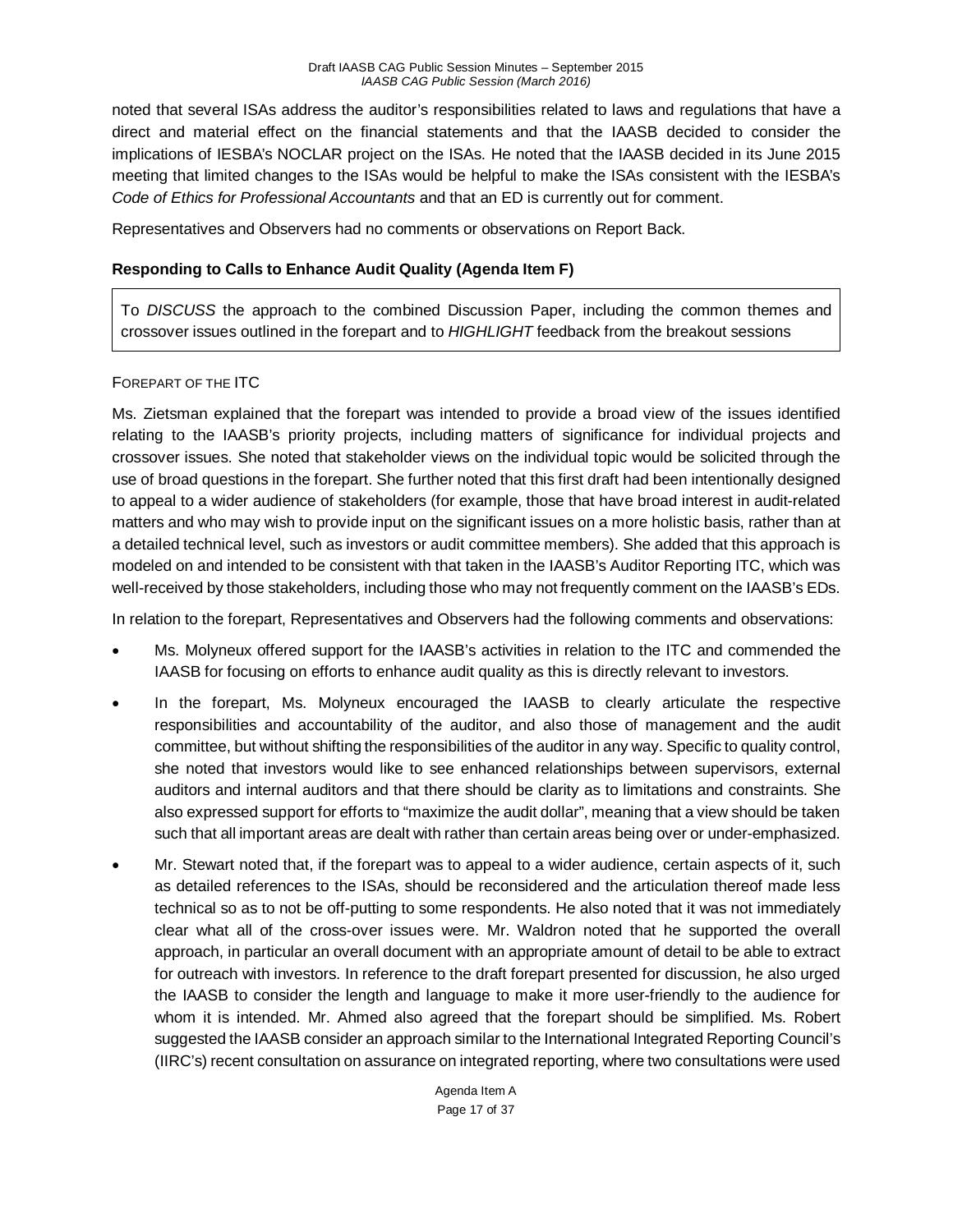noted that several ISAs address the auditor's responsibilities related to laws and regulations that have a direct and material effect on the financial statements and that the IAASB decided to consider the implications of IESBA's NOCLAR project on the ISAs. He noted that the IAASB decided in its June 2015 meeting that limited changes to the ISAs would be helpful to make the ISAs consistent with the IESBA's *Code of Ethics for Professional Accountants* and that an ED is currently out for comment.

Representatives and Observers had no comments or observations on Report Back.

### Responding to Calls to Enhance Audit Quality (Agenda Item F)

To *DISCUSS* the approach to the combined Discussion Paper, including the common themes and crossover issues outlined in the forepart and to *HIGHLIGHT* feedback from the breakout sessions

#### FOREPART OF THE ITC

Ms. Zietsman explained that the forepart was intended to provide a broad view of the issues identified relating to the IAASB's priority projects, including matters of significance for individual projects and crossover issues. She noted that stakeholder views on the individual topic would be solicited through the use of broad questions in the forepart. She further noted that this first draft had been intentionally designed to appeal to a wider audience of stakeholders (for example, those that have broad interest in audit-related matters and who may wish to provide input on the significant issues on a more holistic basis, rather than at a detailed technical level, such as investors or audit committee members). She added that this approach is modeled on and intended to be consistent with that taken in the IAASB's Auditor Reporting ITC, which was well-received by those stakeholders, including those who may not frequently comment on the IAASB's EDs.

In relation to the forepart, Representatives and Observers had the following comments and observations:

- Ms. Molyneux offered support for the IAASB's activities in relation to the ITC and commended the IAASB for focusing on efforts to enhance audit quality as this is directly relevant to investors.
- In the forepart, Ms. Molyneux encouraged the IAASB to clearly articulate the respective responsibilities and accountability of the auditor, and also those of management and the audit committee, but without shifting the responsibilities of the auditor in any way. Specific to quality control, she noted that investors would like to see enhanced relationships between supervisors, external auditors and internal auditors and that there should be clarity as to limitations and constraints. She also expressed support for efforts to "maximize the audit dollar", meaning that a view should be taken such that all important areas are dealt with rather than certain areas being over or under-emphasized.
- Mr. Stewart noted that, if the forepart was to appeal to a wider audience, certain aspects of it, such as detailed references to the ISAs, should be reconsidered and the articulation thereof made less technical so as to not be off-putting to some respondents. He also noted that it was not immediately clear what all of the cross-over issues were. Mr. Waldron noted that he supported the overall approach, in particular an overall document with an appropriate amount of detail to be able to extract for outreach with investors. In reference to the draft forepart presented for discussion, he also urged the IAASB to consider the length and language to make it more user-friendly to the audience for whom it is intended. Mr. Ahmed also agreed that the forepart should be simplified. Ms. Robert suggested the IAASB consider an approach similar to the International Integrated Reporting Council's (IIRC's) recent consultation on assurance on integrated reporting, where two consultations were used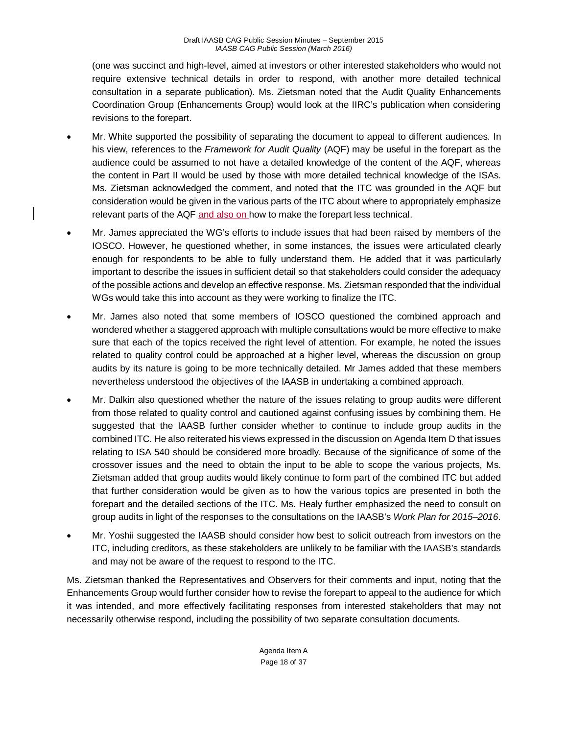(one was succinct and high-level, aimed at investors or other interested stakeholders who would not require extensive technical details in order to respond, with another more detailed technical consultation in a separate publication). Ms. Zietsman noted that the Audit Quality Enhancements Coordination Group (Enhancements Group) would look at the IIRC's publication when considering revisions to the forepart.

- Mr. White supported the possibility of separating the document to appeal to different audiences. In his view, references to the *Framework for Audit Quality* (AQF) may be useful in the forepart as the audience could be assumed to not have a detailed knowledge of the content of the AQF, whereas the content in Part II would be used by those with more detailed technical knowledge of the ISAs. Ms. Zietsman acknowledged the comment, and noted that the ITC was grounded in the AQF but consideration would be given in the various parts of the ITC about where to appropriately emphasize relevant parts of the AQF and also on how to make the forepart less technical.
- Mr. James appreciated the WG's efforts to include issues that had been raised by members of the IOSCO. However, he questioned whether, in some instances, the issues were articulated clearly enough for respondents to be able to fully understand them. He added that it was particularly important to describe the issues in sufficient detail so that stakeholders could consider the adequacy of the possible actions and develop an effective response. Ms. Zietsman responded that the individual WGs would take this into account as they were working to finalize the ITC.
- Mr. James also noted that some members of IOSCO questioned the combined approach and wondered whether a staggered approach with multiple consultations would be more effective to make sure that each of the topics received the right level of attention. For example, he noted the issues related to quality control could be approached at a higher level, whereas the discussion on group audits by its nature is going to be more technically detailed. Mr James added that these members nevertheless understood the objectives of the IAASB in undertaking a combined approach.
- Mr. Dalkin also questioned whether the nature of the issues relating to group audits were different from those related to quality control and cautioned against confusing issues by combining them. He suggested that the IAASB further consider whether to continue to include group audits in the combined ITC. He also reiterated his views expressed in the discussion on Agenda Item D that issues relating to ISA 540 should be considered more broadly. Because of the significance of some of the crossover issues and the need to obtain the input to be able to scope the various projects, Ms. Zietsman added that group audits would likely continue to form part of the combined ITC but added that further consideration would be given as to how the various topics are presented in both the forepart and the detailed sections of the ITC. Ms. Healy further emphasized the need to consult on group audits in light of the responses to the consultations on the IAASB's *Work Plan for 2015–2016*.
- Mr. Yoshii suggested the IAASB should consider how best to solicit outreach from investors on the ITC, including creditors, as these stakeholders are unlikely to be familiar with the IAASB's standards and may not be aware of the request to respond to the ITC.

Ms. Zietsman thanked the Representatives and Observers for their comments and input, noting that the Enhancements Group would further consider how to revise the forepart to appeal to the audience for which it was intended, and more effectively facilitating responses from interested stakeholders that may not necessarily otherwise respond, including the possibility of two separate consultation documents.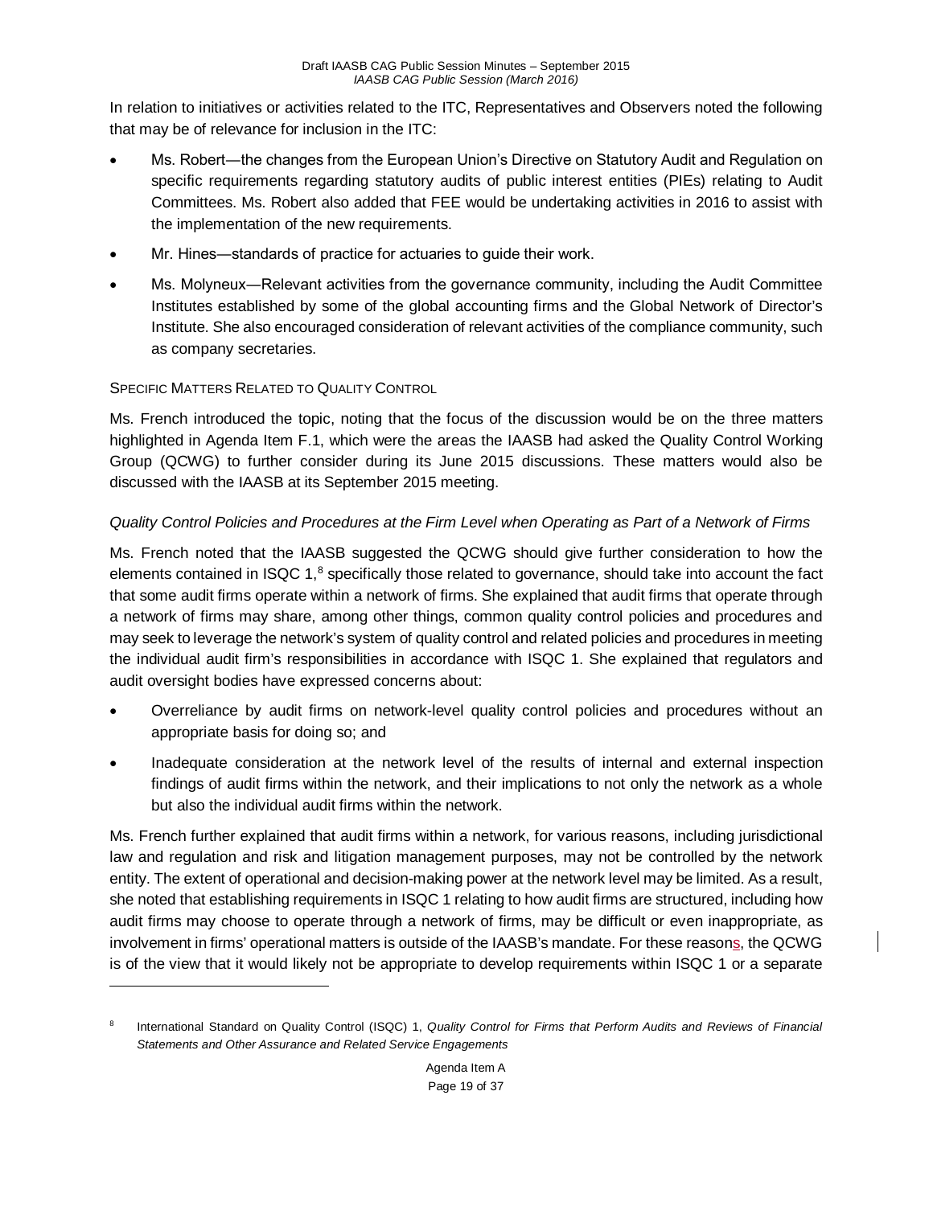In relation to initiatives or activities related to the ITC, Representatives and Observers noted the following that may be of relevance for inclusion in the ITC:

- Ms. Robert—the changes from the European Union's Directive on Statutory Audit and Regulation on specific requirements regarding statutory audits of public interest entities (PIEs) relating to Audit Committees. Ms. Robert also added that FEE would be undertaking activities in 2016 to assist with the implementation of the new requirements.
- Mr. Hines—standards of practice for actuaries to guide their work.
- Ms. Molyneux—Relevant activities from the governance community, including the Audit Committee Institutes established by some of the global accounting firms and the Global Network of Director's Institute. She also encouraged consideration of relevant activities of the compliance community, such as company secretaries.

SPECIFIC MATTERS RELATED TO QUALITY CONTROL

Ms. French introduced the topic, noting that the focus of the discussion would be on the three matters highlighted in Agenda Item F.1, which were the areas the IAASB had asked the Quality Control Working Group (QCWG) to further consider during its June 2015 discussions. These matters would also be discussed with the IAASB at its September 2015 meeting.

*Quality Control Policies and Procedures at the Firm Level when Operating as Part of a Network of Firms*

Ms. French noted that the IAASB suggested the QCWG should give further consideration to how the elements contained in ISQC 1,[8] specifically those related to governance, should take into account the fact that some audit firms operate within a network of firms. She explained that audit firms that operate through a network of firms may share, among other things, common quality control policies and procedures and may seek to leverage the network's system of quality control and related policies and procedures in meeting the individual audit firm's responsibilities in accordance with ISQC 1. She explained that regulators and audit oversight bodies have expressed concerns about:

- Overreliance by audit firms on network-level quality control policies and procedures without an appropriate basis for doing so; and
- Inadequate consideration at the network level of the results of internal and external inspection findings of audit firms within the network, and their implications to not only the network as a whole but also the individual audit firms within the network.

Ms. French further explained that audit firms within a network, for various reasons, including jurisdictional law and regulation and risk and litigation management purposes, may not be controlled by the network entity. The extent of operational and decision-making power at the network level may be limited. As a result, she noted that establishing requirements in ISQC 1 relating to how audit firms are structured, including how audit firms may choose to operate through a network of firms, may be difficult or even inappropriate, as involvement in firms' operational matters is outside of the IAASB's mandate. For these reasons, the QCWG is of the view that it would likely not be appropriate to develop requirements within ISQC 1 or a separate

[8] International Standard on Quality Control (ISQC) 1, *Quality Control for Firms that Perform Audits and Reviews of Financial Statements and Other Assurance and Related Service Engagements*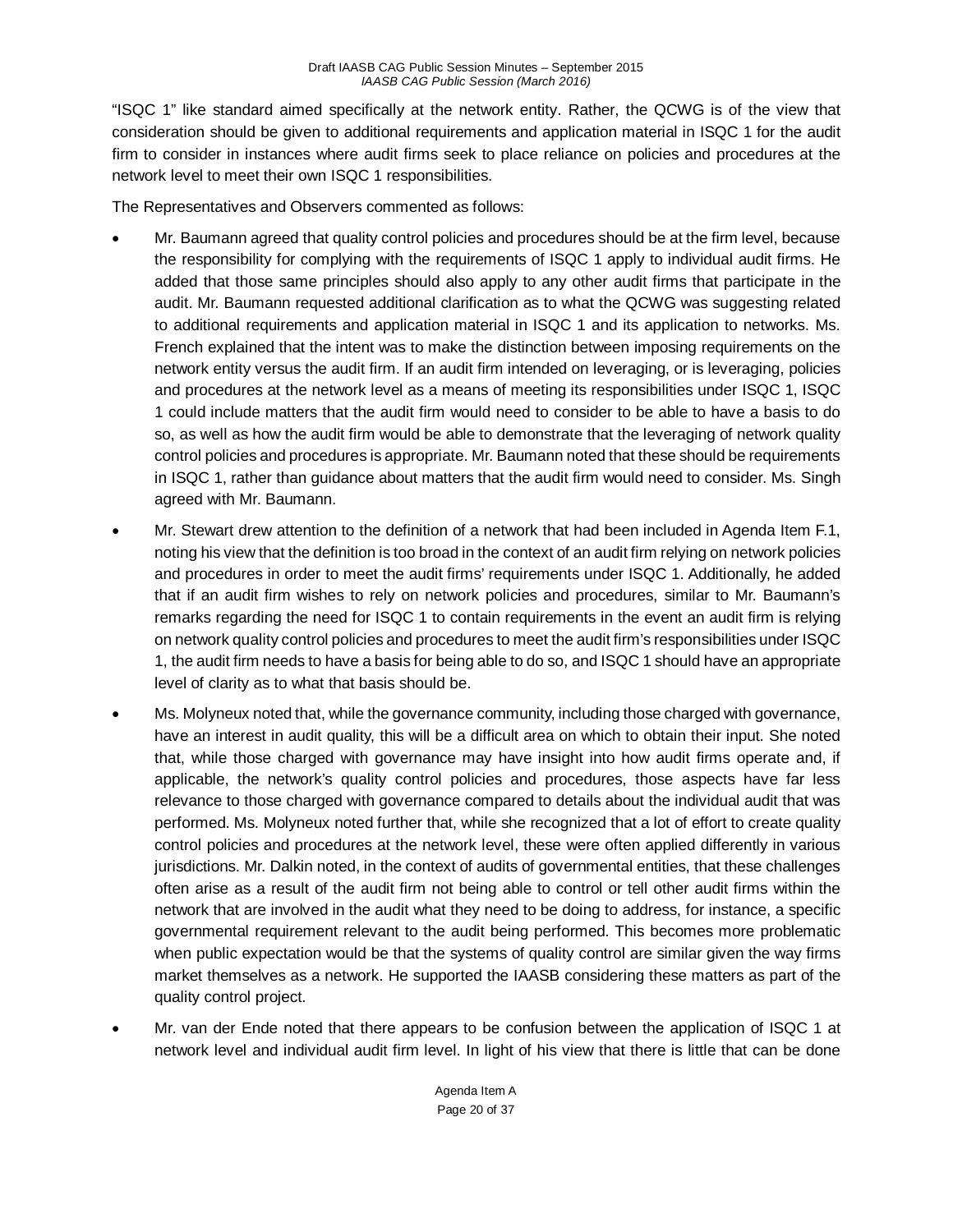"ISQC 1" like standard aimed specifically at the network entity. Rather, the QCWG is of the view that consideration should be given to additional requirements and application material in ISQC 1 for the audit firm to consider in instances where audit firms seek to place reliance on policies and procedures at the network level to meet their own ISQC 1 responsibilities.

The Representatives and Observers commented as follows:

- Mr. Baumann agreed that quality control policies and procedures should be at the firm level, because the responsibility for complying with the requirements of ISQC 1 apply to individual audit firms. He added that those same principles should also apply to any other audit firms that participate in the audit. Mr. Baumann requested additional clarification as to what the QCWG was suggesting related to additional requirements and application material in ISQC 1 and its application to networks. Ms. French explained that the intent was to make the distinction between imposing requirements on the network entity versus the audit firm. If an audit firm intended on leveraging, or is leveraging, policies and procedures at the network level as a means of meeting its responsibilities under ISQC 1, ISQC 1 could include matters that the audit firm would need to consider to be able to have a basis to do so, as well as how the audit firm would be able to demonstrate that the leveraging of network quality control policies and procedures is appropriate. Mr. Baumann noted that these should be requirements in ISQC 1, rather than guidance about matters that the audit firm would need to consider. Ms. Singh agreed with Mr. Baumann.
- Mr. Stewart drew attention to the definition of a network that had been included in Agenda Item F.1, noting his view that the definition is too broad in the context of an audit firm relying on network policies and procedures in order to meet the audit firms' requirements under ISQC 1. Additionally, he added that if an audit firm wishes to rely on network policies and procedures, similar to Mr. Baumann's remarks regarding the need for ISQC 1 to contain requirements in the event an audit firm is relying on network quality control policies and procedures to meet the audit firm's responsibilities under ISQC 1, the audit firm needs to have a basis for being able to do so, and ISQC 1 should have an appropriate level of clarity as to what that basis should be.
- Ms. Molyneux noted that, while the governance community, including those charged with governance, have an interest in audit quality, this will be a difficult area on which to obtain their input. She noted that, while those charged with governance may have insight into how audit firms operate and, if applicable, the network's quality control policies and procedures, those aspects have far less relevance to those charged with governance compared to details about the individual audit that was performed. Ms. Molyneux noted further that, while she recognized that a lot of effort to create quality control policies and procedures at the network level, these were often applied differently in various jurisdictions. Mr. Dalkin noted, in the context of audits of governmental entities, that these challenges often arise as a result of the audit firm not being able to control or tell other audit firms within the network that are involved in the audit what they need to be doing to address, for instance, a specific governmental requirement relevant to the audit being performed. This becomes more problematic when public expectation would be that the systems of quality control are similar given the way firms market themselves as a network. He supported the IAASB considering these matters as part of the quality control project.
- Mr. van der Ende noted that there appears to be confusion between the application of ISQC 1 at network level and individual audit firm level. In light of his view that there is little that can be done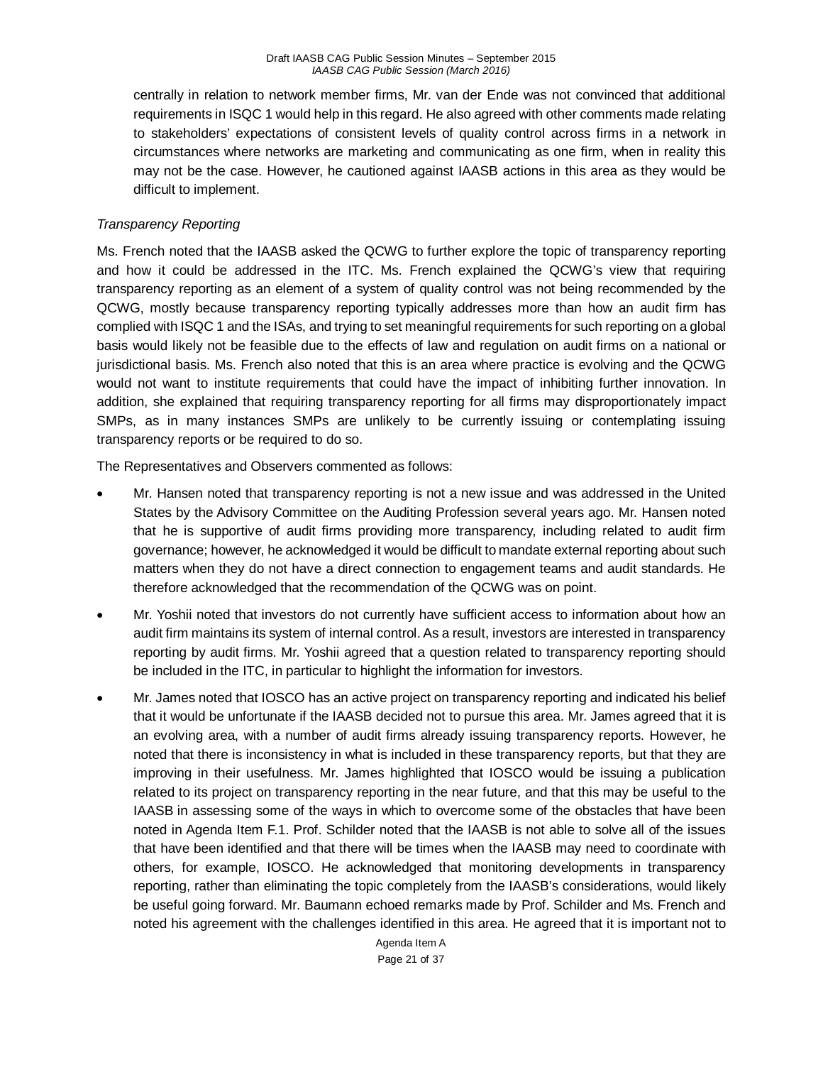centrally in relation to network member firms, Mr. van der Ende was not convinced that additional requirements in ISQC 1 would help in this regard. He also agreed with other comments made relating to stakeholders' expectations of consistent levels of quality control across firms in a network in circumstances where networks are marketing and communicating as one firm, when in reality this may not be the case. However, he cautioned against IAASB actions in this area as they would be difficult to implement.

*Transparency Reporting*

Ms. French noted that the IAASB asked the QCWG to further explore the topic of transparency reporting and how it could be addressed in the ITC. Ms. French explained the QCWG's view that requiring transparency reporting as an element of a system of quality control was not being recommended by the QCWG, mostly because transparency reporting typically addresses more than how an audit firm has complied with ISQC 1 and the ISAs, and trying to set meaningful requirements for such reporting on a global basis would likely not be feasible due to the effects of law and regulation on audit firms on a national or jurisdictional basis. Ms. French also noted that this is an area where practice is evolving and the QCWG would not want to institute requirements that could have the impact of inhibiting further innovation. In addition, she explained that requiring transparency reporting for all firms may disproportionately impact SMPs, as in many instances SMPs are unlikely to be currently issuing or contemplating issuing transparency reports or be required to do so.

The Representatives and Observers commented as follows:

- Mr. Hansen noted that transparency reporting is not a new issue and was addressed in the United States by the Advisory Committee on the Auditing Profession several years ago. Mr. Hansen noted that he is supportive of audit firms providing more transparency, including related to audit firm governance; however, he acknowledged it would be difficult to mandate external reporting about such matters when they do not have a direct connection to engagement teams and audit standards. He therefore acknowledged that the recommendation of the QCWG was on point.
- Mr. Yoshii noted that investors do not currently have sufficient access to information about how an audit firm maintains its system of internal control. As a result, investors are interested in transparency reporting by audit firms. Mr. Yoshii agreed that a question related to transparency reporting should be included in the ITC, in particular to highlight the information for investors.
- Mr. James noted that IOSCO has an active project on transparency reporting and indicated his belief that it would be unfortunate if the IAASB decided not to pursue this area. Mr. James agreed that it is an evolving area, with a number of audit firms already issuing transparency reports. However, he noted that there is inconsistency in what is included in these transparency reports, but that they are improving in their usefulness. Mr. James highlighted that IOSCO would be issuing a publication related to its project on transparency reporting in the near future, and that this may be useful to the IAASB in assessing some of the ways in which to overcome some of the obstacles that have been noted in Agenda Item F.1. Prof. Schilder noted that the IAASB is not able to solve all of the issues that have been identified and that there will be times when the IAASB may need to coordinate with others, for example, IOSCO. He acknowledged that monitoring developments in transparency reporting, rather than eliminating the topic completely from the IAASB's considerations, would likely be useful going forward. Mr. Baumann echoed remarks made by Prof. Schilder and Ms. French and noted his agreement with the challenges identified in this area. He agreed that it is important not to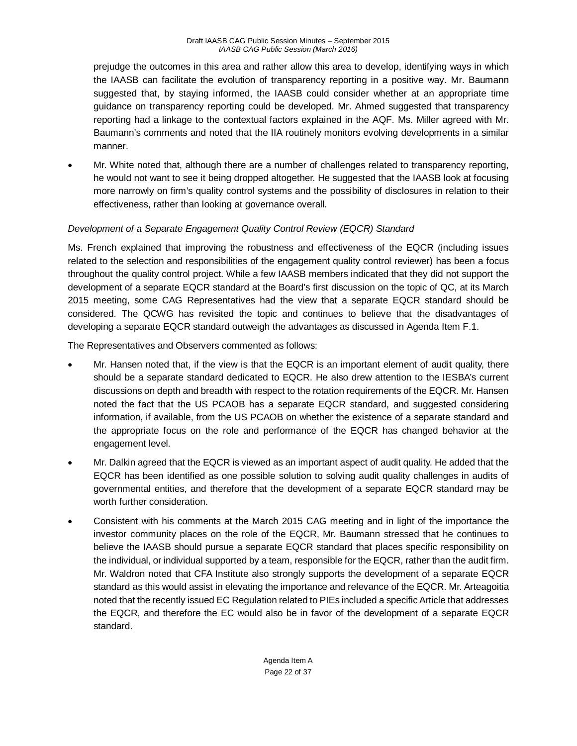prejudge the outcomes in this area and rather allow this area to develop, identifying ways in which the IAASB can facilitate the evolution of transparency reporting in a positive way. Mr. Baumann suggested that, by staying informed, the IAASB could consider whether at an appropriate time guidance on transparency reporting could be developed. Mr. Ahmed suggested that transparency reporting had a linkage to the contextual factors explained in the AQF. Ms. Miller agreed with Mr. Baumann's comments and noted that the IIA routinely monitors evolving developments in a similar manner.

- Mr. White noted that, although there are a number of challenges related to transparency reporting, he would not want to see it being dropped altogether. He suggested that the IAASB look at focusing more narrowly on firm's quality control systems and the possibility of disclosures in relation to their effectiveness, rather than looking at governance overall.

*Development of a Separate Engagement Quality Control Review (EQCR) Standard*

Ms. French explained that improving the robustness and effectiveness of the EQCR (including issues related to the selection and responsibilities of the engagement quality control reviewer) has been a focus throughout the quality control project. While a few IAASB members indicated that they did not support the development of a separate EQCR standard at the Board's first discussion on the topic of QC, at its March 2015 meeting, some CAG Representatives had the view that a separate EQCR standard should be considered. The QCWG has revisited the topic and continues to believe that the disadvantages of developing a separate EQCR standard outweigh the advantages as discussed in Agenda Item F.1.

The Representatives and Observers commented as follows:

- Mr. Hansen noted that, if the view is that the EQCR is an important element of audit quality, there should be a separate standard dedicated to EQCR. He also drew attention to the IESBA's current discussions on depth and breadth with respect to the rotation requirements of the EQCR. Mr. Hansen noted the fact that the US PCAOB has a separate EQCR standard, and suggested considering information, if available, from the US PCAOB on whether the existence of a separate standard and the appropriate focus on the role and performance of the EQCR has changed behavior at the engagement level.
- Mr. Dalkin agreed that the EQCR is viewed as an important aspect of audit quality. He added that the EQCR has been identified as one possible solution to solving audit quality challenges in audits of governmental entities, and therefore that the development of a separate EQCR standard may be worth further consideration.
- Consistent with his comments at the March 2015 CAG meeting and in light of the importance the investor community places on the role of the EQCR, Mr. Baumann stressed that he continues to believe the IAASB should pursue a separate EQCR standard that places specific responsibility on the individual, or individual supported by a team, responsible for the EQCR, rather than the audit firm. Mr. Waldron noted that CFA Institute also strongly supports the development of a separate EQCR standard as this would assist in elevating the importance and relevance of the EQCR. Mr. Arteagoitia noted that the recently issued EC Regulation related to PIEs included a specific Article that addresses the EQCR, and therefore the EC would also be in favor of the development of a separate EQCR standard.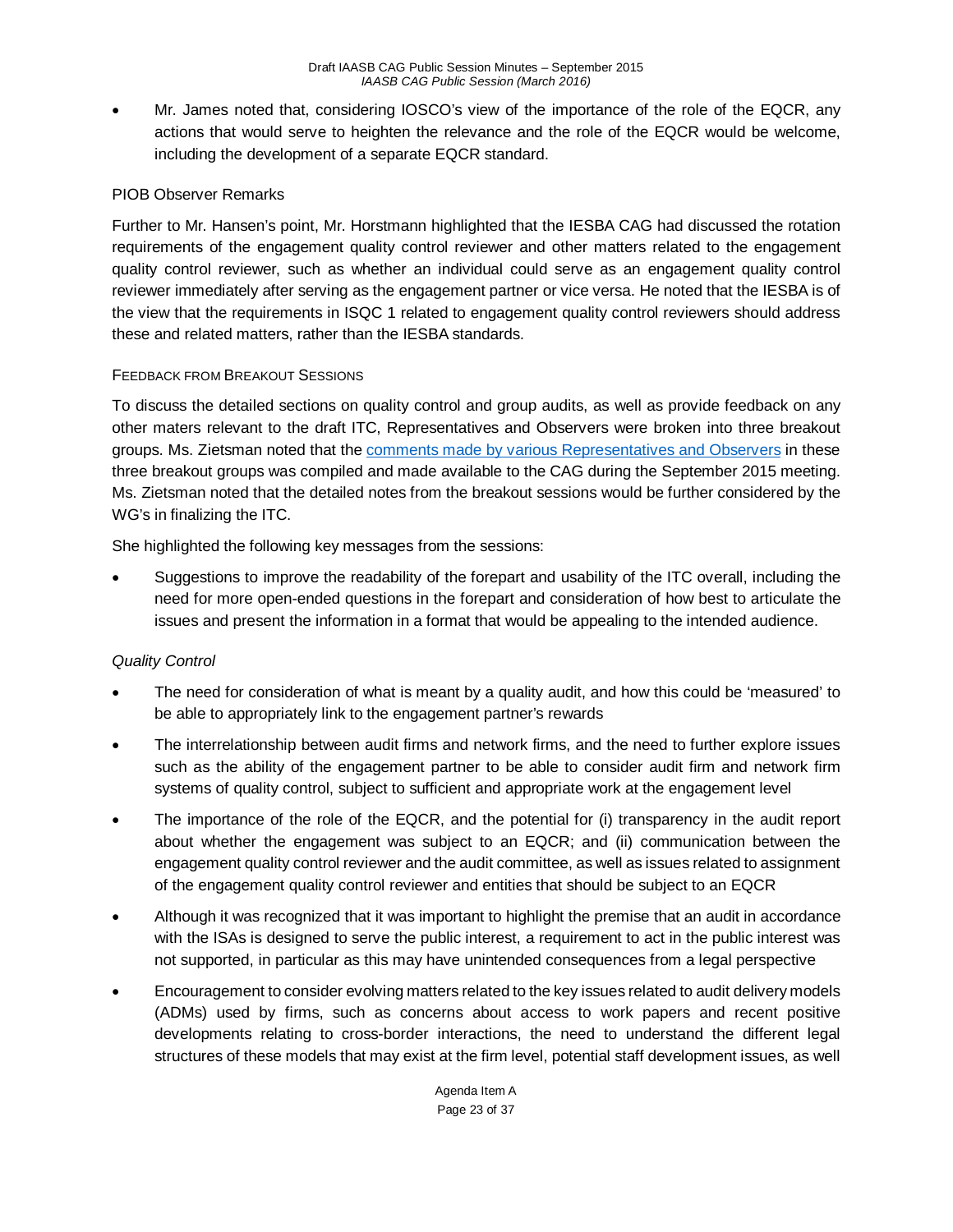- Mr. James noted that, considering IOSCO's view of the importance of the role of the EQCR, any actions that would serve to heighten the relevance and the role of the EQCR would be welcome, including the development of a separate EQCR standard.

PIOB Observer Remarks

Further to Mr. Hansen's point, Mr. Horstmann highlighted that the IESBA CAG had discussed the rotation requirements of the engagement quality control reviewer and other matters related to the engagement quality control reviewer, such as whether an individual could serve as an engagement quality control reviewer immediately after serving as the engagement partner or vice versa. He noted that the IESBA is of the view that the requirements in ISQC 1 related to engagement quality control reviewers should address these and related matters, rather than the IESBA standards.

FEEDBACK FROM BREAKOUT SESSIONS

To discuss the detailed sections on quality control and group audits, as well as provide feedback on any other maters relevant to the draft ITC, Representatives and Observers were broken into three breakout groups. Ms. Zietsman noted that the comments made by various Representatives and Observers in these three breakout groups was compiled and made available to the CAG during the September 2015 meeting. Ms. Zietsman noted that the detailed notes from the breakout sessions would be further considered by the WG's in finalizing the ITC.

She highlighted the following key messages from the sessions:

- Suggestions to improve the readability of the forepart and usability of the ITC overall, including the need for more open-ended questions in the forepart and consideration of how best to articulate the issues and present the information in a format that would be appealing to the intended audience.

*Quality Control*

- The need for consideration of what is meant by a quality audit, and how this could be 'measured' to be able to appropriately link to the engagement partner's rewards
- The interrelationship between audit firms and network firms, and the need to further explore issues such as the ability of the engagement partner to be able to consider audit firm and network firm systems of quality control, subject to sufficient and appropriate work at the engagement level
- The importance of the role of the EQCR, and the potential for (i) transparency in the audit report about whether the engagement was subject to an EQCR; and (ii) communication between the engagement quality control reviewer and the audit committee, as well as issues related to assignment of the engagement quality control reviewer and entities that should be subject to an EQCR
- Although it was recognized that it was important to highlight the premise that an audit in accordance with the ISAs is designed to serve the public interest, a requirement to act in the public interest was not supported, in particular as this may have unintended consequences from a legal perspective
- Encouragement to consider evolving matters related to the key issues related to audit delivery models (ADMs) used by firms, such as concerns about access to work papers and recent positive developments relating to cross-border interactions, the need to understand the different legal structures of these models that may exist at the firm level, potential staff development issues, as well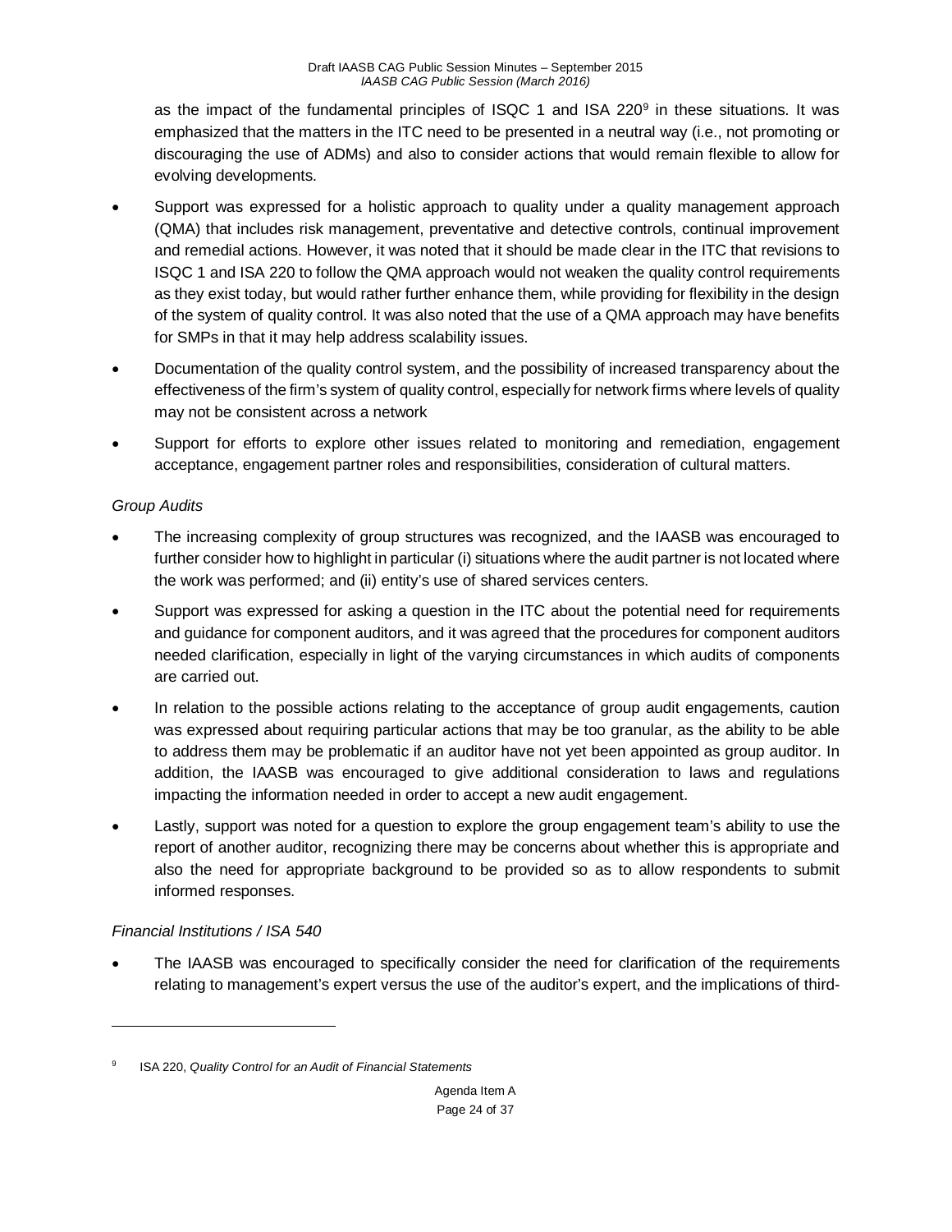as the impact of the fundamental principles of ISQC 1 and ISA 220[9] in these situations. It was emphasized that the matters in the ITC need to be presented in a neutral way (i.e., not promoting or discouraging the use of ADMs) and also to consider actions that would remain flexible to allow for evolving developments.

- Support was expressed for a holistic approach to quality under a quality management approach (QMA) that includes risk management, preventative and detective controls, continual improvement and remedial actions. However, it was noted that it should be made clear in the ITC that revisions to ISQC 1 and ISA 220 to follow the QMA approach would not weaken the quality control requirements as they exist today, but would rather further enhance them, while providing for flexibility in the design of the system of quality control. It was also noted that the use of a QMA approach may have benefits for SMPs in that it may help address scalability issues.
- Documentation of the quality control system, and the possibility of increased transparency about the effectiveness of the firm's system of quality control, especially for network firms where levels of quality may not be consistent across a network
- Support for efforts to explore other issues related to monitoring and remediation, engagement acceptance, engagement partner roles and responsibilities, consideration of cultural matters.

*Group Audits*

- The increasing complexity of group structures was recognized, and the IAASB was encouraged to further consider how to highlight in particular (i) situations where the audit partner is not located where the work was performed; and (ii) entity's use of shared services centers.
- Support was expressed for asking a question in the ITC about the potential need for requirements and guidance for component auditors, and it was agreed that the procedures for component auditors needed clarification, especially in light of the varying circumstances in which audits of components are carried out.
- In relation to the possible actions relating to the acceptance of group audit engagements, caution was expressed about requiring particular actions that may be too granular, as the ability to be able to address them may be problematic if an auditor have not yet been appointed as group auditor. In addition, the IAASB was encouraged to give additional consideration to laws and regulations impacting the information needed in order to accept a new audit engagement.
- Lastly, support was noted for a question to explore the group engagement team's ability to use the report of another auditor, recognizing there may be concerns about whether this is appropriate and also the need for appropriate background to be provided so as to allow respondents to submit informed responses.

*Financial Institutions / ISA 540*

- The IAASB was encouraged to specifically consider the need for clarification of the requirements relating to management's expert versus the use of the auditor's expert, and the implications of third-

---

[9] ISA 220, *Quality Control for an Audit of Financial Statements*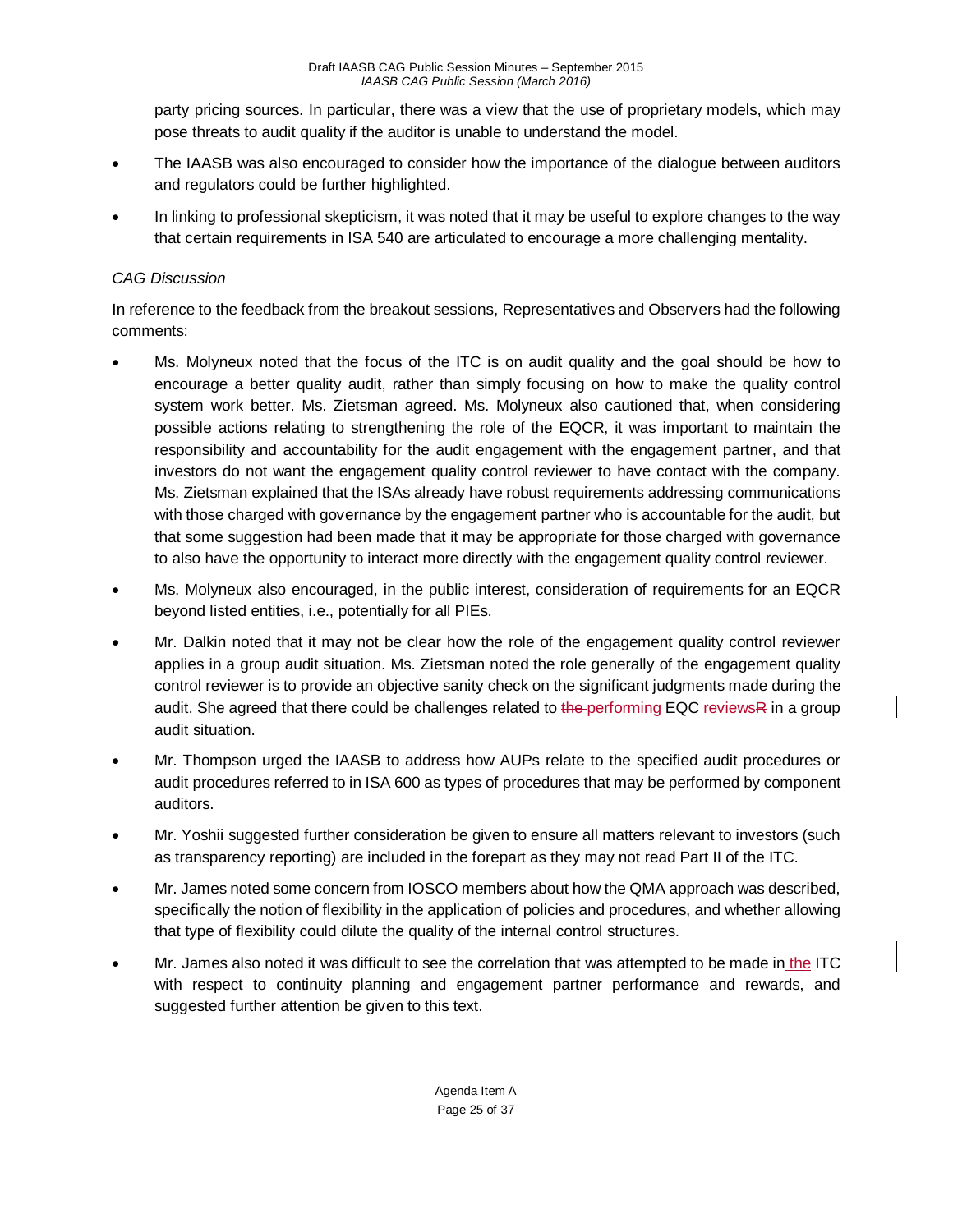party pricing sources. In particular, there was a view that the use of proprietary models, which may pose threats to audit quality if the auditor is unable to understand the model.

- The IASSB was also encouraged to consider how the importance of the dialogue between auditors and regulators could be further highlighted.
- In linking to professional skepticism, it was noted that it may be useful to explore changes to the way that certain requirements in ISA 540 are articulated to encourage a more challenging mentality.

*CAG Discussion*

In reference to the feedback from the breakout sessions, Representatives and Observers had the following comments:

- Ms. Molyneux noted that the focus of the ITC is on audit quality and the goal should be how to encourage a better quality audit, rather than simply focusing on how to make the quality control system work better. Ms. Zietsman agreed. Ms. Molyneux also cautioned that, when considering possible actions relating to strengthening the role of the EQCR, it was important to maintain the responsibility and accountability for the audit engagement with the engagement partner, and that investors do not want the engagement quality control reviewer to have contact with the company. Ms. Zietsman explained that the ISAs already have robust requirements addressing communications with those charged with governance by the engagement partner who is accountable for the audit, but that some suggestion had been made that it may be appropriate for those charged with governance to also have the opportunity to interact more directly with the engagement quality control reviewer.
- Ms. Molyneux also encouraged, in the public interest, consideration of requirements for an EQCR beyond listed entities, i.e., potentially for all PIEs.
- Mr. Dalkin noted that it may not be clear how the role of the engagement quality control reviewer applies in a group audit situation. Ms. Zietsman noted the role generally of the engagement quality control reviewer is to provide an objective sanity check on the significant judgments made during the audit. She agreed that there could be challenges related to ~~the~~ performing EQC reviews~~R~~ in a group audit situation.
- Mr. Thompson urged the IAASB to address how AUPs relate to the specified audit procedures or audit procedures referred to in ISA 600 as types of procedures that may be performed by component auditors.
- Mr. Yoshii suggested further consideration be given to ensure all matters relevant to investors (such as transparency reporting) are included in the forepart as they may not read Part II of the ITC.
- Mr. James noted some concern from IOSCO members about how the QMA approach was described, specifically the notion of flexibility in the application of policies and procedures, and whether allowing that type of flexibility could dilute the quality of the internal control structures.
- Mr. James also noted it was difficult to see the correlation that was attempted to be made in the ITC with respect to continuity planning and engagement partner performance and rewards, and suggested further attention be given to this text.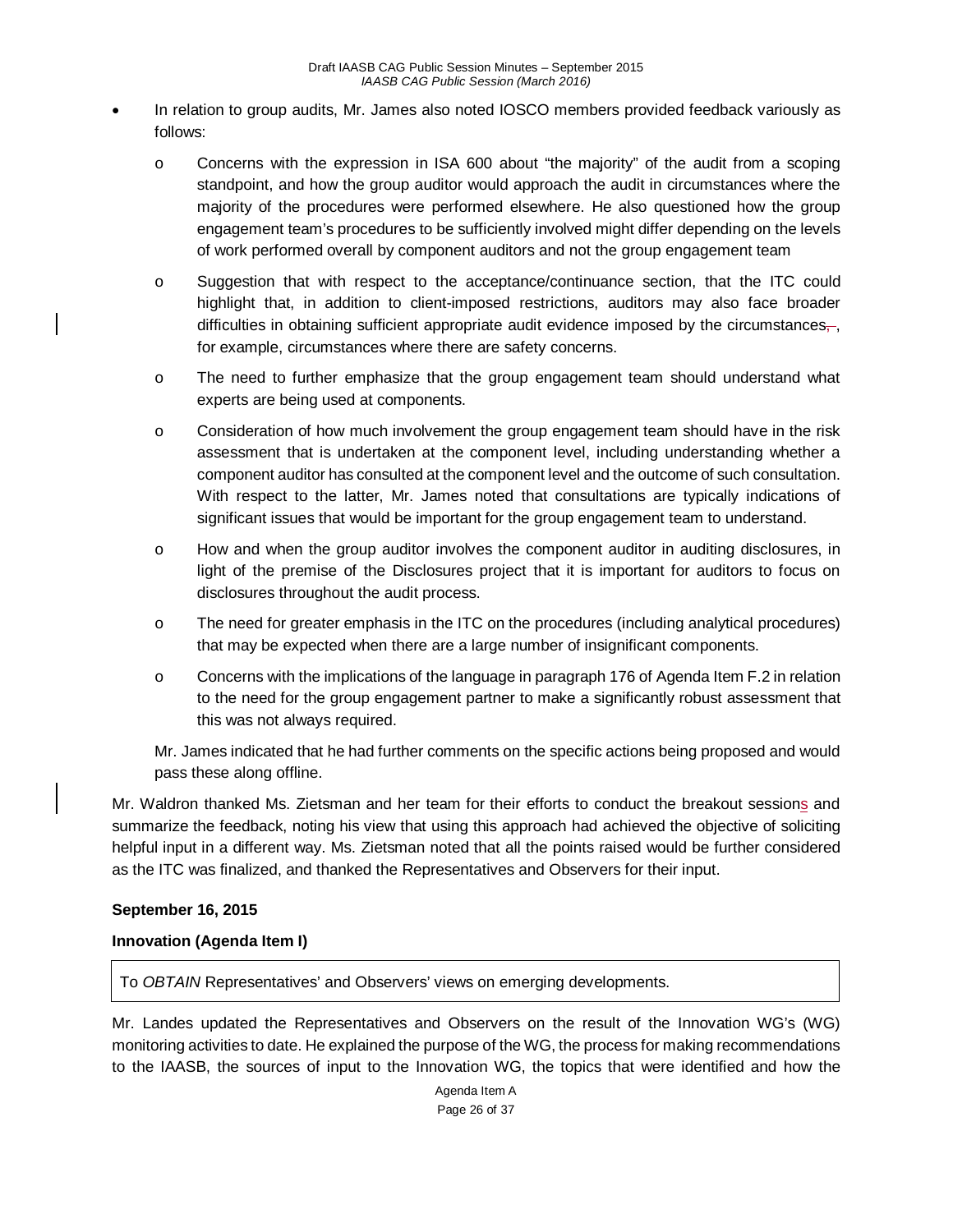- In relation to group audits, Mr. James also noted IOSCO members provided feedback variously as follows:
  - Concerns with the expression in ISA 600 about "the majority" of the audit from a scoping standpoint, and how the group auditor would approach the audit in circumstances where the majority of the procedures were performed elsewhere. He also questioned how the group engagement team's procedures to be sufficiently involved might differ depending on the levels of work performed overall by component auditors and not the group engagement team
  - Suggestion that with respect to the acceptance/continuance section, that the ITC could highlight that, in addition to client-imposed restrictions, auditors may also face broader difficulties in obtaining sufficient appropriate audit evidence imposed by the circumstances, for example, circumstances where there are safety concerns.
  - The need to further emphasize that the group engagement team should understand what experts are being used at components.
  - Consideration of how much involvement the group engagement team should have in the risk assessment that is undertaken at the component level, including understanding whether a component auditor has consulted at the component level and the outcome of such consultation. With respect to the latter, Mr. James noted that consultations are typically indications of significant issues that would be important for the group engagement team to understand.
  - How and when the group auditor involves the component auditor in auditing disclosures, in light of the premise of the Disclosures project that it is important for auditors to focus on disclosures throughout the audit process.
  - The need for greater emphasis in the ITC on the procedures (including analytical procedures) that may be expected when there are a large number of insignificant components.
  - Concerns with the implications of the language in paragraph 176 of Agenda Item F.2 in relation to the need for the group engagement partner to make a significantly robust assessment that this was not always required.

  Mr. James indicated that he had further comments on the specific actions being proposed and would pass these along offline.

Mr. Waldron thanked Ms. Zietsman and her team for their efforts to conduct the breakout sessions and summarize the feedback, noting his view that using this approach had achieved the objective of soliciting helpful input in a different way. Ms. Zietsman noted that all the points raised would be further considered as the ITC was finalized, and thanked the Representatives and Observers for their input.

**September 16, 2015**

**Innovation (Agenda Item I)**

| To *OBTAIN* Representatives' and Observers' views on emerging developments. |
|---|

Mr. Landes updated the Representatives and Observers on the result of the Innovation WG's (WG) monitoring activities to date. He explained the purpose of the WG, the process for making recommendations to the IAASB, the sources of input to the Innovation WG, the topics that were identified and how the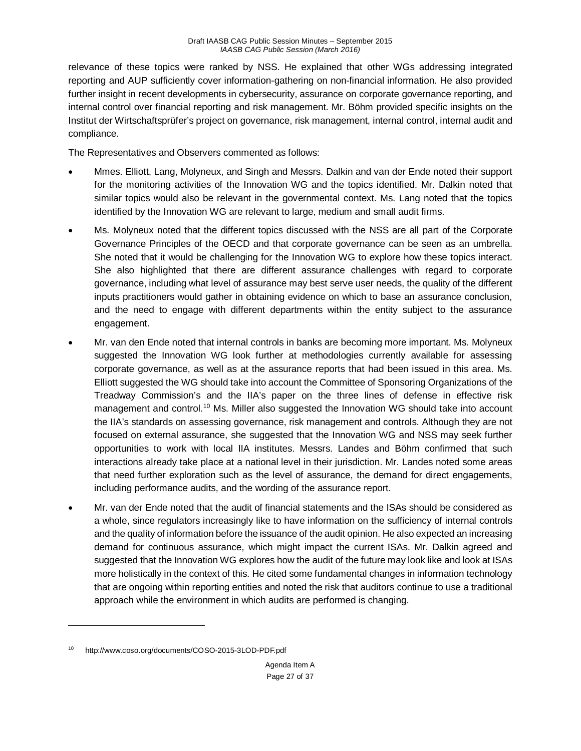relevance of these topics were ranked by NSS. He explained that other WGs addressing integrated reporting and AUP sufficiently cover information-gathering on non-financial information. He also provided further insight in recent developments in cybersecurity, assurance on corporate governance reporting, and internal control over financial reporting and risk management. Mr. Böhm provided specific insights on the Institut der Wirtschaftsprüfer's project on governance, risk management, internal control, internal audit and compliance.

The Representatives and Observers commented as follows:

- Mmes. Elliott, Lang, Molyneux, and Singh and Messrs. Dalkin and van der Ende noted their support for the monitoring activities of the Innovation WG and the topics identified. Mr. Dalkin noted that similar topics would also be relevant in the governmental context. Ms. Lang noted that the topics identified by the Innovation WG are relevant to large, medium and small audit firms.
- Ms. Molyneux noted that the different topics discussed with the NSS are all part of the Corporate Governance Principles of the OECD and that corporate governance can be seen as an umbrella. She noted that it would be challenging for the Innovation WG to explore how these topics interact. She also highlighted that there are different assurance challenges with regard to corporate governance, including what level of assurance may best serve user needs, the quality of the different inputs practitioners would gather in obtaining evidence on which to base an assurance conclusion, and the need to engage with different departments within the entity subject to the assurance engagement.
- Mr. van den Ende noted that internal controls in banks are becoming more important. Ms. Molyneux suggested the Innovation WG look further at methodologies currently available for assessing corporate governance, as well as at the assurance reports that had been issued in this area. Ms. Elliott suggested the WG should take into account the Committee of Sponsoring Organizations of the Treadway Commission's and the IIA's paper on the three lines of defense in effective risk management and control.[10] Ms. Miller also suggested the Innovation WG should take into account the IIA's standards on assessing governance, risk management and controls. Although they are not focused on external assurance, she suggested that the Innovation WG and NSS may seek further opportunities to work with local IIA institutes. Messrs. Landes and Böhm confirmed that such interactions already take place at a national level in their jurisdiction. Mr. Landes noted some areas that need further exploration such as the level of assurance, the demand for direct engagements, including performance audits, and the wording of the assurance report.
- Mr. van der Ende noted that the audit of financial statements and the ISAs should be considered as a whole, since regulators increasingly like to have information on the sufficiency of internal controls and the quality of information before the issuance of the audit opinion. He also expected an increasing demand for continuous assurance, which might impact the current ISAs. Mr. Dalkin agreed and suggested that the Innovation WG explores how the audit of the future may look like and look at ISAs more holistically in the context of this. He cited some fundamental changes in information technology that are ongoing within reporting entities and noted the risk that auditors continue to use a traditional approach while the environment in which audits are performed is changing.

---

[10] http://www.coso.org/documents/COSO-2015-3LOD-PDF.pdf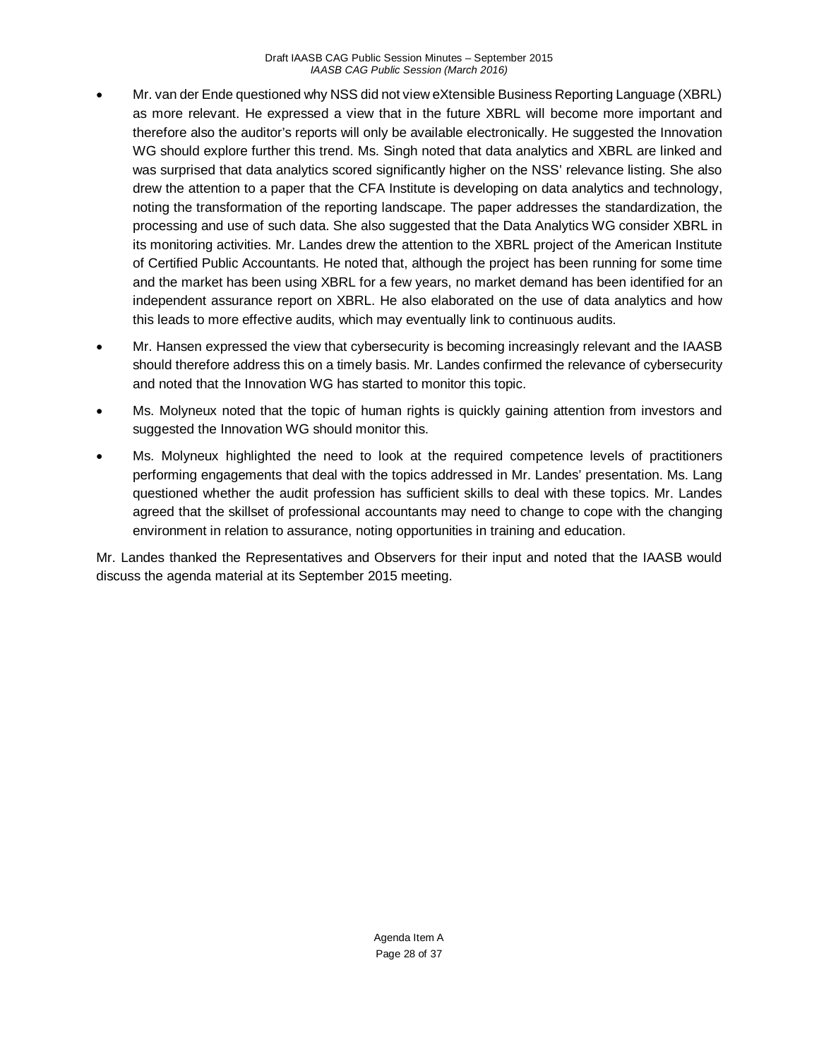- Mr. van der Ende questioned why NSS did not view eXtensible Business Reporting Language (XBRL) as more relevant. He expressed a view that in the future XBRL will become more important and therefore also the auditor's reports will only be available electronically. He suggested the Innovation WG should explore further this trend. Ms. Singh noted that data analytics and XBRL are linked and was surprised that data analytics scored significantly higher on the NSS' relevance listing. She also drew the attention to a paper that the CFA Institute is developing on data analytics and technology, noting the transformation of the reporting landscape. The paper addresses the standardization, the processing and use of such data. She also suggested that the Data Analytics WG consider XBRL in its monitoring activities. Mr. Landes drew the attention to the XBRL project of the American Institute of Certified Public Accountants. He noted that, although the project has been running for some time and the market has been using XBRL for a few years, no market demand has been identified for an independent assurance report on XBRL. He also elaborated on the use of data analytics and how this leads to more effective audits, which may eventually link to continuous audits.
- Mr. Hansen expressed the view that cybersecurity is becoming increasingly relevant and the IAASB should therefore address this on a timely basis. Mr. Landes confirmed the relevance of cybersecurity and noted that the Innovation WG has started to monitor this topic.
- Ms. Molyneux noted that the topic of human rights is quickly gaining attention from investors and suggested the Innovation WG should monitor this.
- Ms. Molyneux highlighted the need to look at the required competence levels of practitioners performing engagements that deal with the topics addressed in Mr. Landes' presentation. Ms. Lang questioned whether the audit profession has sufficient skills to deal with these topics. Mr. Landes agreed that the skillset of professional accountants may need to change to cope with the changing environment in relation to assurance, noting opportunities in training and education.

Mr. Landes thanked the Representatives and Observers for their input and noted that the IAASB would discuss the agenda material at its September 2015 meeting.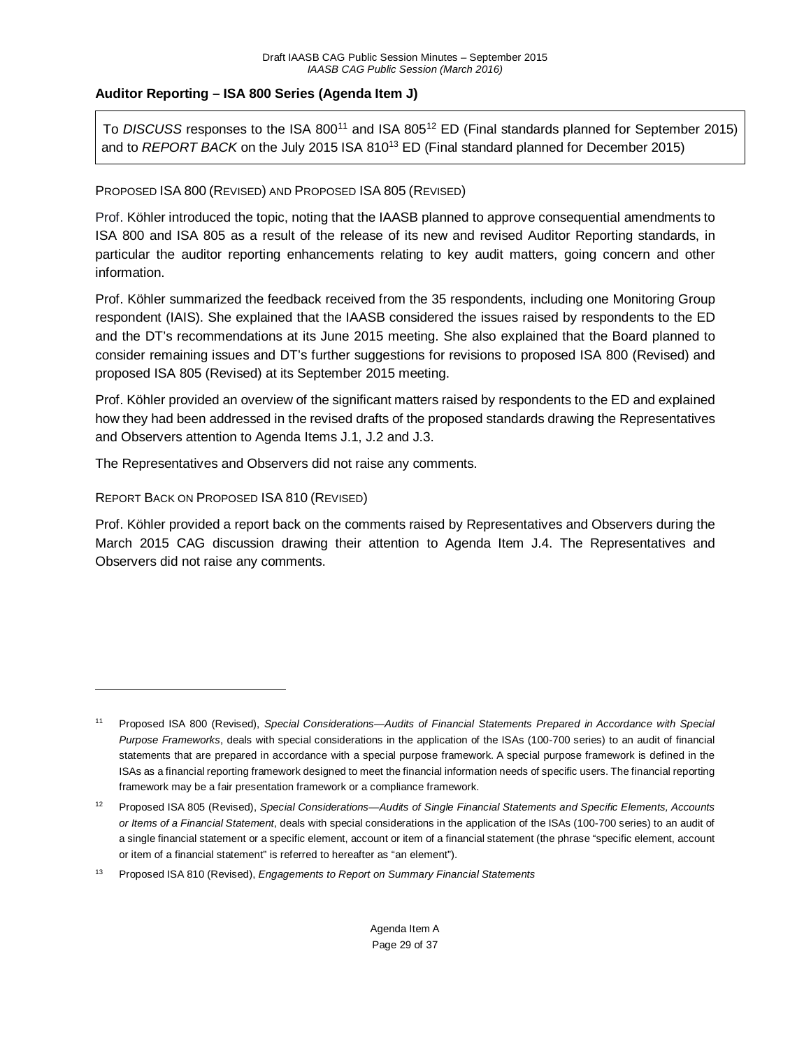### Auditor Reporting – ISA 800 Series (Agenda Item J)

> To *DISCUSS* responses to the ISA 800[11] and ISA 805[12] ED (Final standards planned for September 2015) and to *REPORT BACK* on the July 2015 ISA 810[13] ED (Final standard planned for December 2015)

PROPOSED ISA 800 (REVISED) AND PROPOSED ISA 805 (REVISED)

Prof. Köhler introduced the topic, noting that the IAASB planned to approve consequential amendments to ISA 800 and ISA 805 as a result of the release of its new and revised Auditor Reporting standards, in particular the auditor reporting enhancements relating to key audit matters, going concern and other information.

Prof. Köhler summarized the feedback received from the 35 respondents, including one Monitoring Group respondent (IAIS). She explained that the IAASB considered the issues raised by respondents to the ED and the DT's recommendations at its June 2015 meeting. She also explained that the Board planned to consider remaining issues and DT's further suggestions for revisions to proposed ISA 800 (Revised) and proposed ISA 805 (Revised) at its September 2015 meeting.

Prof. Köhler provided an overview of the significant matters raised by respondents to the ED and explained how they had been addressed in the revised drafts of the proposed standards drawing the Representatives and Observers attention to Agenda Items J.1, J.2 and J.3.

The Representatives and Observers did not raise any comments.

REPORT BACK ON PROPOSED ISA 810 (REVISED)

Prof. Köhler provided a report back on the comments raised by Representatives and Observers during the March 2015 CAG discussion drawing their attention to Agenda Item J.4. The Representatives and Observers did not raise any comments.

---

[11] Proposed ISA 800 (Revised), *Special Considerations—Audits of Financial Statements Prepared in Accordance with Special Purpose Frameworks*, deals with special considerations in the application of the ISAs (100-700 series) to an audit of financial statements that are prepared in accordance with a special purpose framework. A special purpose framework is defined in the ISAs as a financial reporting framework designed to meet the financial information needs of specific users. The financial reporting framework may be a fair presentation framework or a compliance framework.

[12] Proposed ISA 805 (Revised), *Special Considerations—Audits of Single Financial Statements and Specific Elements, Accounts or Items of a Financial Statement*, deals with special considerations in the application of the ISAs (100-700 series) to an audit of a single financial statement or a specific element, account or item of a financial statement (the phrase "specific element, account or item of a financial statement" is referred to hereafter as "an element").

[13] Proposed ISA 810 (Revised), *Engagements to Report on Summary Financial Statements*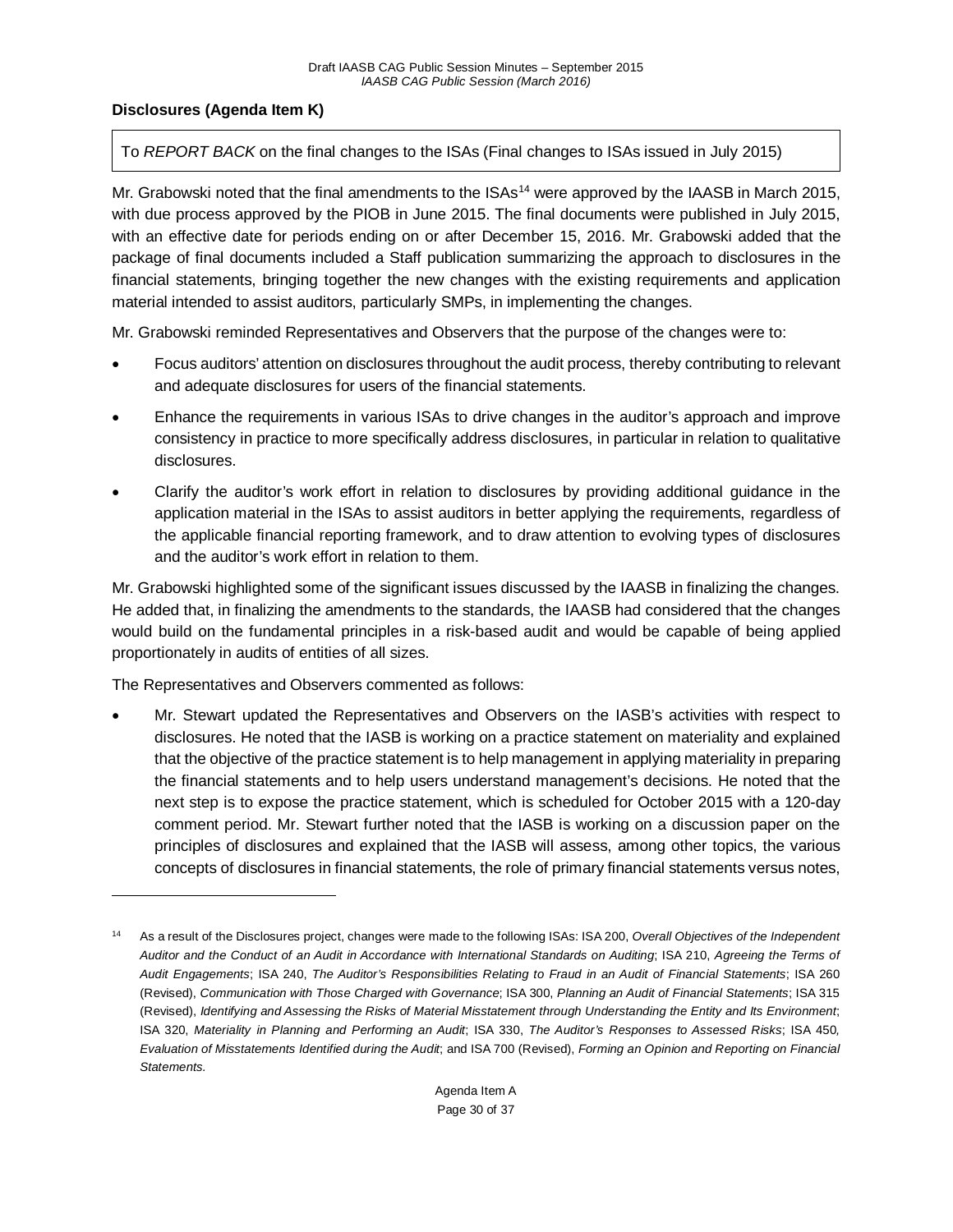### Disclosures (Agenda Item K)

To *REPORT BACK* on the final changes to the ISAs (Final changes to ISAs issued in July 2015)

Mr. Grabowski noted that the final amendments to the ISAs[14] were approved by the IAASB in March 2015, with due process approved by the PIOB in June 2015. The final documents were published in July 2015, with an effective date for periods ending on or after December 15, 2016. Mr. Grabowski added that the package of final documents included a Staff publication summarizing the approach to disclosures in the financial statements, bringing together the new changes with the existing requirements and application material intended to assist auditors, particularly SMPs, in implementing the changes.

Mr. Grabowski reminded Representatives and Observers that the purpose of the changes were to:

- Focus auditors' attention on disclosures throughout the audit process, thereby contributing to relevant and adequate disclosures for users of the financial statements.
- Enhance the requirements in various ISAs to drive changes in the auditor's approach and improve consistency in practice to more specifically address disclosures, in particular in relation to qualitative disclosures.
- Clarify the auditor's work effort in relation to disclosures by providing additional guidance in the application material in the ISAs to assist auditors in better applying the requirements, regardless of the applicable financial reporting framework, and to draw attention to evolving types of disclosures and the auditor's work effort in relation to them.

Mr. Grabowski highlighted some of the significant issues discussed by the IAASB in finalizing the changes. He added that, in finalizing the amendments to the standards, the IAASB had considered that the changes would build on the fundamental principles in a risk-based audit and would be capable of being applied proportionately in audits of entities of all sizes.

The Representatives and Observers commented as follows:

- Mr. Stewart updated the Representatives and Observers on the IASB's activities with respect to disclosures. He noted that the IASB is working on a practice statement on materiality and explained that the objective of the practice statement is to help management in applying materiality in preparing the financial statements and to help users understand management's decisions. He noted that the next step is to expose the practice statement, which is scheduled for October 2015 with a 120-day comment period. Mr. Stewart further noted that the IASB is working on a discussion paper on the principles of disclosures and explained that the IASB will assess, among other topics, the various concepts of disclosures in financial statements, the role of primary financial statements versus notes,

[14] As a result of the Disclosures project, changes were made to the following ISAs: ISA 200, *Overall Objectives of the Independent Auditor and the Conduct of an Audit in Accordance with International Standards on Auditing*; ISA 210, *Agreeing the Terms of Audit Engagements*; ISA 240, *The Auditor's Responsibilities Relating to Fraud in an Audit of Financial Statements*; ISA 260 (Revised), *Communication with Those Charged with Governance*; ISA 300, *Planning an Audit of Financial Statements*; ISA 315 (Revised), *Identifying and Assessing the Risks of Material Misstatement through Understanding the Entity and Its Environment*; ISA 320, *Materiality in Planning and Performing an Audit*; ISA 330, *The Auditor's Responses to Assessed Risks*; ISA 450*, Evaluation of Misstatements Identified during the Audit*; and ISA 700 (Revised), *Forming an Opinion and Reporting on Financial Statements.*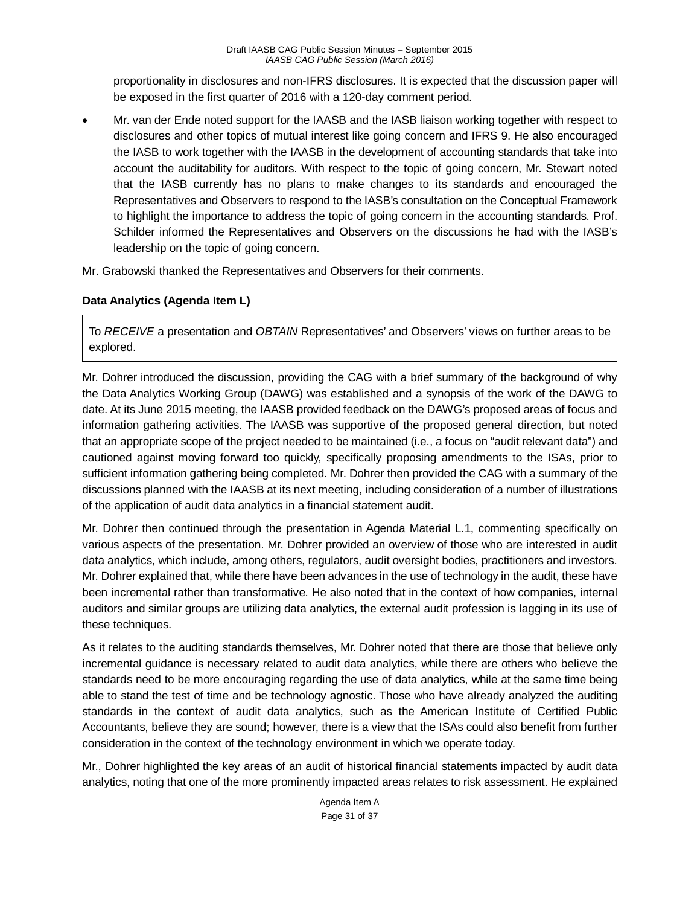proportionality in disclosures and non-IFRS disclosures. It is expected that the discussion paper will be exposed in the first quarter of 2016 with a 120-day comment period.

- Mr. van der Ende noted support for the IAASB and the IASB liaison working together with respect to disclosures and other topics of mutual interest like going concern and IFRS 9. He also encouraged the IASB to work together with the IAASB in the development of accounting standards that take into account the auditability for auditors. With respect to the topic of going concern, Mr. Stewart noted that the IASB currently has no plans to make changes to its standards and encouraged the Representatives and Observers to respond to the IASB's consultation on the Conceptual Framework to highlight the importance to address the topic of going concern in the accounting standards. Prof. Schilder informed the Representatives and Observers on the discussions he had with the IASB's leadership on the topic of going concern.

Mr. Grabowski thanked the Representatives and Observers for their comments.

**Data Analytics (Agenda Item L)**

To *RECEIVE* a presentation and *OBTAIN* Representatives' and Observers' views on further areas to be explored.

Mr. Dohrer introduced the discussion, providing the CAG with a brief summary of the background of why the Data Analytics Working Group (DAWG) was established and a synopsis of the work of the DAWG to date. At its June 2015 meeting, the IAASB provided feedback on the DAWG's proposed areas of focus and information gathering activities. The IAASB was supportive of the proposed general direction, but noted that an appropriate scope of the project needed to be maintained (i.e., a focus on "audit relevant data") and cautioned against moving forward too quickly, specifically proposing amendments to the ISAs, prior to sufficient information gathering being completed. Mr. Dohrer then provided the CAG with a summary of the discussions planned with the IAASB at its next meeting, including consideration of a number of illustrations of the application of audit data analytics in a financial statement audit.

Mr. Dohrer then continued through the presentation in Agenda Material L.1, commenting specifically on various aspects of the presentation. Mr. Dohrer provided an overview of those who are interested in audit data analytics, which include, among others, regulators, audit oversight bodies, practitioners and investors. Mr. Dohrer explained that, while there have been advances in the use of technology in the audit, these have been incremental rather than transformative. He also noted that in the context of how companies, internal auditors and similar groups are utilizing data analytics, the external audit profession is lagging in its use of these techniques.

As it relates to the auditing standards themselves, Mr. Dohrer noted that there are those that believe only incremental guidance is necessary related to audit data analytics, while there are others who believe the standards need to be more encouraging regarding the use of data analytics, while at the same time being able to stand the test of time and be technology agnostic. Those who have already analyzed the auditing standards in the context of audit data analytics, such as the American Institute of Certified Public Accountants, believe they are sound; however, there is a view that the ISAs could also benefit from further consideration in the context of the technology environment in which we operate today.

Mr., Dohrer highlighted the key areas of an audit of historical financial statements impacted by audit data analytics, noting that one of the more prominently impacted areas relates to risk assessment. He explained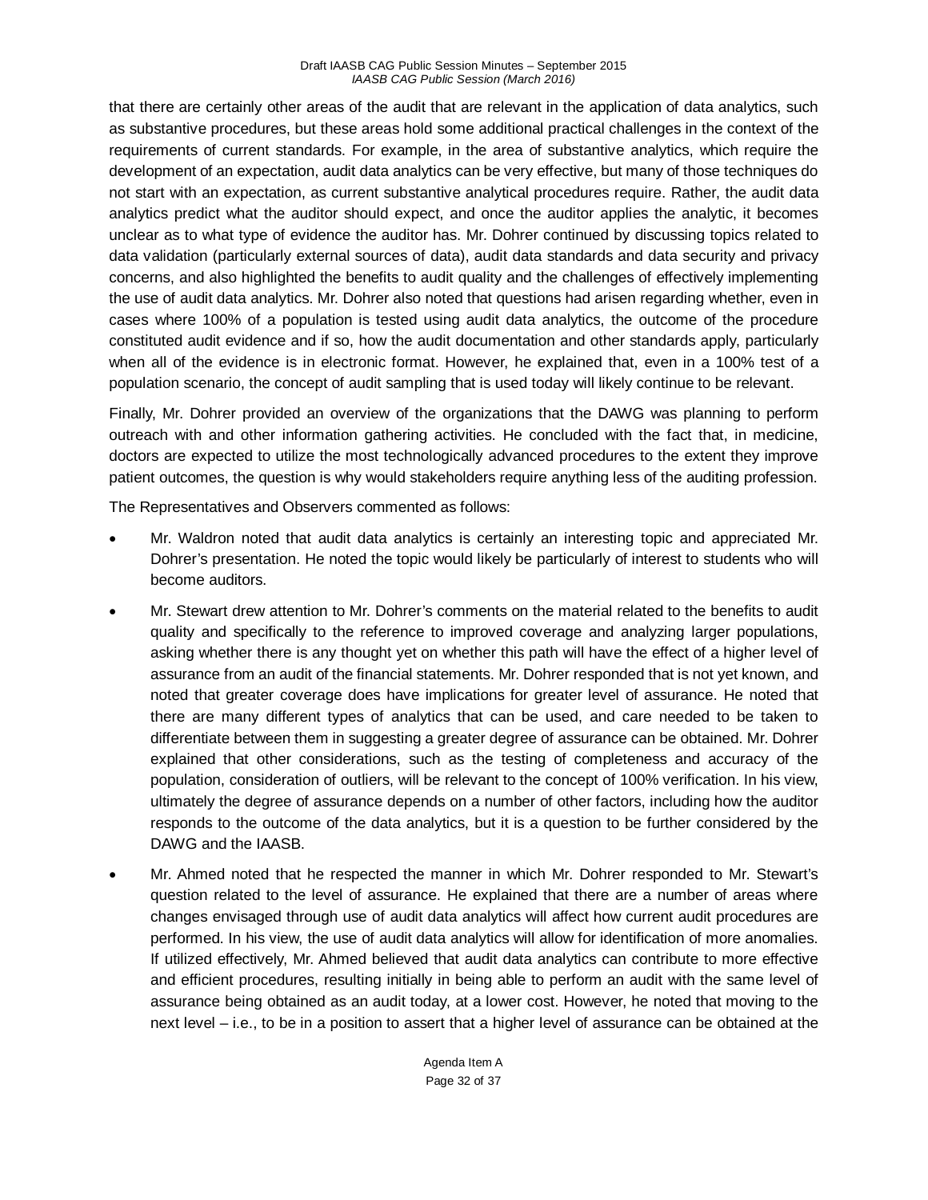that there are certainly other areas of the audit that are relevant in the application of data analytics, such as substantive procedures, but these areas hold some additional practical challenges in the context of the requirements of current standards. For example, in the area of substantive analytics, which require the development of an expectation, audit data analytics can be very effective, but many of those techniques do not start with an expectation, as current substantive analytical procedures require. Rather, the audit data analytics predict what the auditor should expect, and once the auditor applies the analytic, it becomes unclear as to what type of evidence the auditor has. Mr. Dohrer continued by discussing topics related to data validation (particularly external sources of data), audit data standards and data security and privacy concerns, and also highlighted the benefits to audit quality and the challenges of effectively implementing the use of audit data analytics. Mr. Dohrer also noted that questions had arisen regarding whether, even in cases where 100% of a population is tested using audit data analytics, the outcome of the procedure constituted audit evidence and if so, how the audit documentation and other standards apply, particularly when all of the evidence is in electronic format. However, he explained that, even in a 100% test of a population scenario, the concept of audit sampling that is used today will likely continue to be relevant.

Finally, Mr. Dohrer provided an overview of the organizations that the DAWG was planning to perform outreach with and other information gathering activities. He concluded with the fact that, in medicine, doctors are expected to utilize the most technologically advanced procedures to the extent they improve patient outcomes, the question is why would stakeholders require anything less of the auditing profession.

The Representatives and Observers commented as follows:

- Mr. Waldron noted that audit data analytics is certainly an interesting topic and appreciated Mr. Dohrer's presentation. He noted the topic would likely be particularly of interest to students who will become auditors.
- Mr. Stewart drew attention to Mr. Dohrer's comments on the material related to the benefits to audit quality and specifically to the reference to improved coverage and analyzing larger populations, asking whether there is any thought yet on whether this path will have the effect of a higher level of assurance from an audit of the financial statements. Mr. Dohrer responded that is not yet known, and noted that greater coverage does have implications for greater level of assurance. He noted that there are many different types of analytics that can be used, and care needed to be taken to differentiate between them in suggesting a greater degree of assurance can be obtained. Mr. Dohrer explained that other considerations, such as the testing of completeness and accuracy of the population, consideration of outliers, will be relevant to the concept of 100% verification. In his view, ultimately the degree of assurance depends on a number of other factors, including how the auditor responds to the outcome of the data analytics, but it is a question to be further considered by the DAWG and the IAASB.
- Mr. Ahmed noted that he respected the manner in which Mr. Dohrer responded to Mr. Stewart's question related to the level of assurance. He explained that there are a number of areas where changes envisaged through use of audit data analytics will affect how current audit procedures are performed. In his view, the use of audit data analytics will allow for identification of more anomalies. If utilized effectively, Mr. Ahmed believed that audit data analytics can contribute to more effective and efficient procedures, resulting initially in being able to perform an audit with the same level of assurance being obtained as an audit today, at a lower cost. However, he noted that moving to the next level – i.e., to be in a position to assert that a higher level of assurance can be obtained at the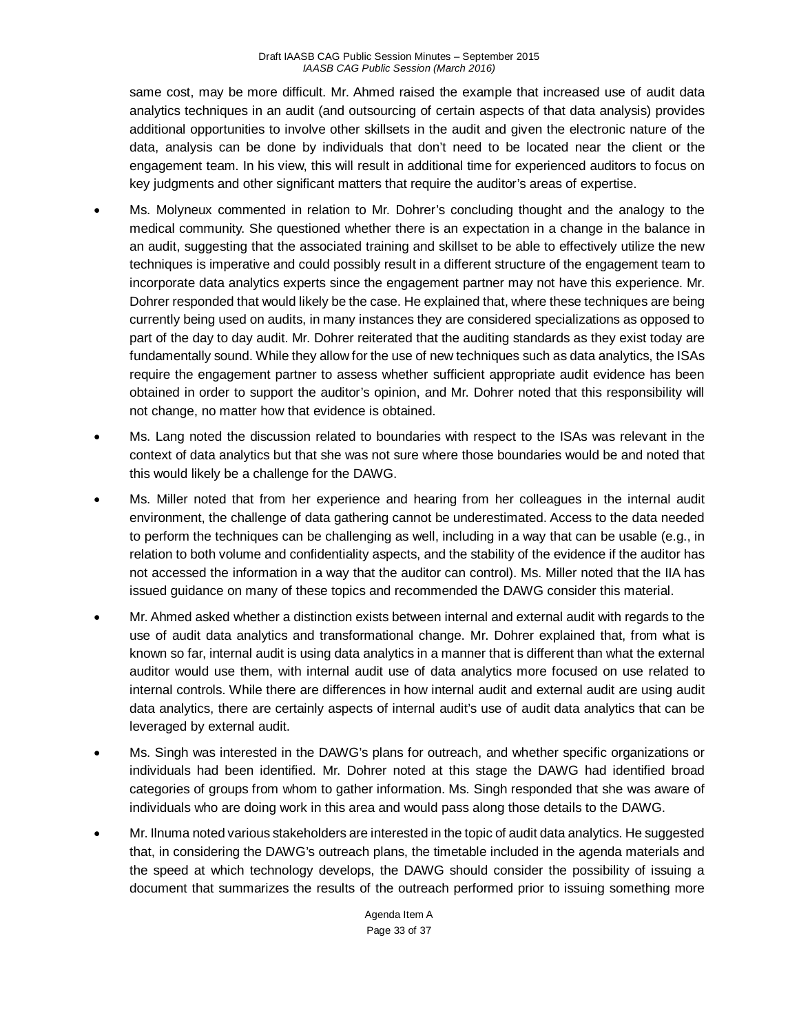same cost, may be more difficult. Mr. Ahmed raised the example that increased use of audit data analytics techniques in an audit (and outsourcing of certain aspects of that data analysis) provides additional opportunities to involve other skillsets in the audit and given the electronic nature of the data, analysis can be done by individuals that don't need to be located near the client or the engagement team. In his view, this will result in additional time for experienced auditors to focus on key judgments and other significant matters that require the auditor's areas of expertise.

- Ms. Molyneux commented in relation to Mr. Dohrer's concluding thought and the analogy to the medical community. She questioned whether there is an expectation in a change in the balance in an audit, suggesting that the associated training and skillset to be able to effectively utilize the new techniques is imperative and could possibly result in a different structure of the engagement team to incorporate data analytics experts since the engagement partner may not have this experience. Mr. Dohrer responded that would likely be the case. He explained that, where these techniques are being currently being used on audits, in many instances they are considered specializations as opposed to part of the day to day audit. Mr. Dohrer reiterated that the auditing standards as they exist today are fundamentally sound. While they allow for the use of new techniques such as data analytics, the ISAs require the engagement partner to assess whether sufficient appropriate audit evidence has been obtained in order to support the auditor's opinion, and Mr. Dohrer noted that this responsibility will not change, no matter how that evidence is obtained.
- Ms. Lang noted the discussion related to boundaries with respect to the ISAs was relevant in the context of data analytics but that she was not sure where those boundaries would be and noted that this would likely be a challenge for the DAWG.
- Ms. Miller noted that from her experience and hearing from her colleagues in the internal audit environment, the challenge of data gathering cannot be underestimated. Access to the data needed to perform the techniques can be challenging as well, including in a way that can be usable (e.g., in relation to both volume and confidentiality aspects, and the stability of the evidence if the auditor has not accessed the information in a way that the auditor can control). Ms. Miller noted that the IIA has issued guidance on many of these topics and recommended the DAWG consider this material.
- Mr. Ahmed asked whether a distinction exists between internal and external audit with regards to the use of audit data analytics and transformational change. Mr. Dohrer explained that, from what is known so far, internal audit is using data analytics in a manner that is different than what the external auditor would use them, with internal audit use of data analytics more focused on use related to internal controls. While there are differences in how internal audit and external audit are using audit data analytics, there are certainly aspects of internal audit's use of audit data analytics that can be leveraged by external audit.
- Ms. Singh was interested in the DAWG's plans for outreach, and whether specific organizations or individuals had been identified. Mr. Dohrer noted at this stage the DAWG had identified broad categories of groups from whom to gather information. Ms. Singh responded that she was aware of individuals who are doing work in this area and would pass along those details to the DAWG.
- Mr. Ilnuma noted various stakeholders are interested in the topic of audit data analytics. He suggested that, in considering the DAWG's outreach plans, the timetable included in the agenda materials and the speed at which technology develops, the DAWG should consider the possibility of issuing a document that summarizes the results of the outreach performed prior to issuing something more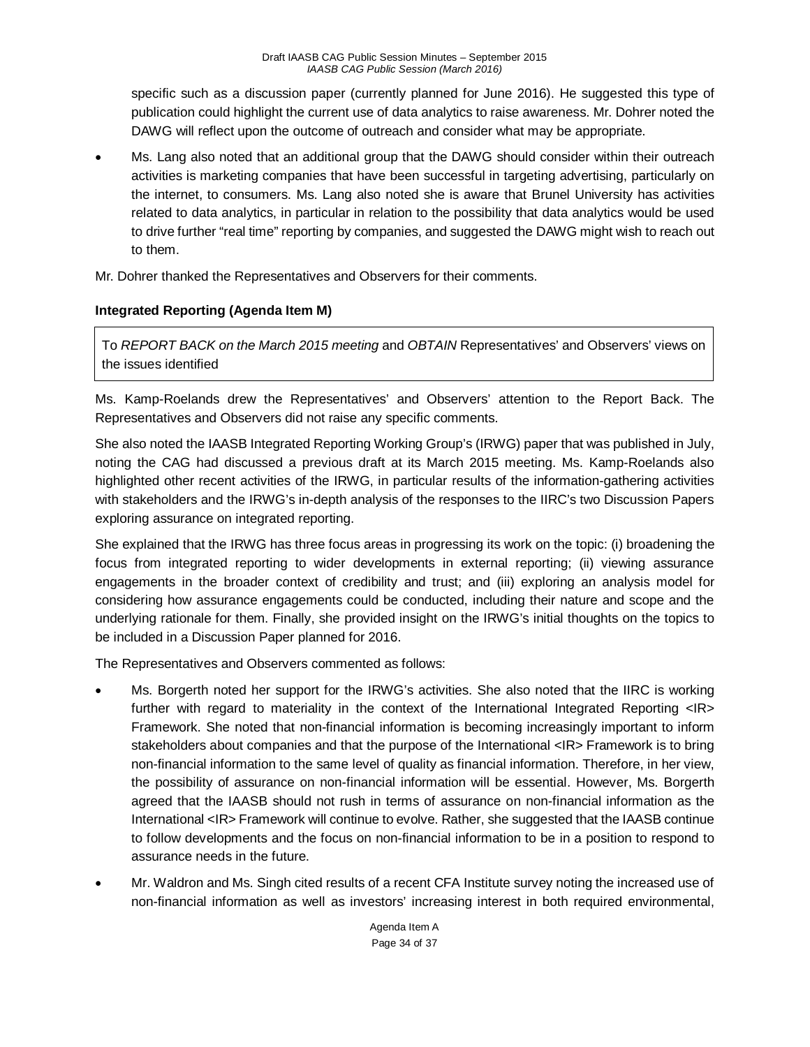specific such as a discussion paper (currently planned for June 2016). He suggested this type of publication could highlight the current use of data analytics to raise awareness. Mr. Dohrer noted the DAWG will reflect upon the outcome of outreach and consider what may be appropriate.

- Ms. Lang also noted that an additional group that the DAWG should consider within their outreach activities is marketing companies that have been successful in targeting advertising, particularly on the internet, to consumers. Ms. Lang also noted she is aware that Brunel University has activities related to data analytics, in particular in relation to the possibility that data analytics would be used to drive further "real time" reporting by companies, and suggested the DAWG might wish to reach out to them.

Mr. Dohrer thanked the Representatives and Observers for their comments.

### Integrated Reporting (Agenda Item M)

To *REPORT BACK on the March 2015 meeting* and *OBTAIN* Representatives' and Observers' views on the issues identified

Ms. Kamp-Roelands drew the Representatives' and Observers' attention to the Report Back. The Representatives and Observers did not raise any specific comments.

She also noted the IAASB Integrated Reporting Working Group's (IRWG) paper that was published in July, noting the CAG had discussed a previous draft at its March 2015 meeting. Ms. Kamp-Roelands also highlighted other recent activities of the IRWG, in particular results of the information-gathering activities with stakeholders and the IRWG's in-depth analysis of the responses to the IIRC's two Discussion Papers exploring assurance on integrated reporting.

She explained that the IRWG has three focus areas in progressing its work on the topic: (i) broadening the focus from integrated reporting to wider developments in external reporting; (ii) viewing assurance engagements in the broader context of credibility and trust; and (iii) exploring an analysis model for considering how assurance engagements could be conducted, including their nature and scope and the underlying rationale for them. Finally, she provided insight on the IRWG's initial thoughts on the topics to be included in a Discussion Paper planned for 2016.

The Representatives and Observers commented as follows:

- Ms. Borgerth noted her support for the IRWG's activities. She also noted that the IIRC is working further with regard to materiality in the context of the International Integrated Reporting <IR> Framework. She noted that non-financial information is becoming increasingly important to inform stakeholders about companies and that the purpose of the International <IR> Framework is to bring non-financial information to the same level of quality as financial information. Therefore, in her view, the possibility of assurance on non-financial information will be essential. However, Ms. Borgerth agreed that the IAASB should not rush in terms of assurance on non-financial information as the International <IR> Framework will continue to evolve. Rather, she suggested that the IAASB continue to follow developments and the focus on non-financial information to be in a position to respond to assurance needs in the future.
- Mr. Waldron and Ms. Singh cited results of a recent CFA Institute survey noting the increased use of non-financial information as well as investors' increasing interest in both required environmental,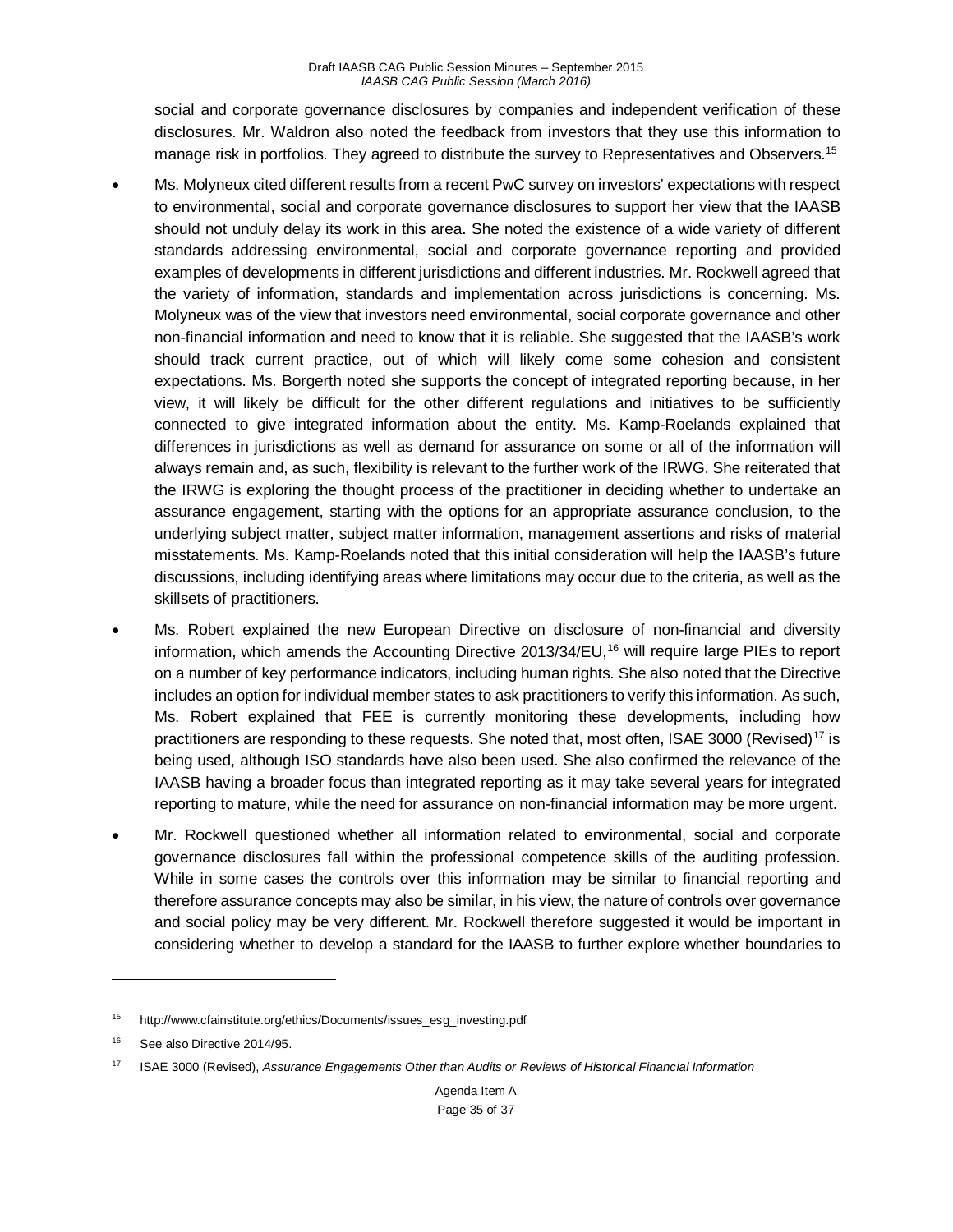social and corporate governance disclosures by companies and independent verification of these disclosures. Mr. Waldron also noted the feedback from investors that they use this information to manage risk in portfolios. They agreed to distribute the survey to Representatives and Observers.[15]

- Ms. Molyneux cited different results from a recent PwC survey on investors' expectations with respect to environmental, social and corporate governance disclosures to support her view that the IAASB should not unduly delay its work in this area. She noted the existence of a wide variety of different standards addressing environmental, social and corporate governance reporting and provided examples of developments in different jurisdictions and different industries. Mr. Rockwell agreed that the variety of information, standards and implementation across jurisdictions is concerning. Ms. Molyneux was of the view that investors need environmental, social corporate governance and other non-financial information and need to know that it is reliable. She suggested that the IAASB's work should track current practice, out of which will likely come some cohesion and consistent expectations. Ms. Borgerth noted she supports the concept of integrated reporting because, in her view, it will likely be difficult for the other different regulations and initiatives to be sufficiently connected to give integrated information about the entity. Ms. Kamp-Roelands explained that differences in jurisdictions as well as demand for assurance on some or all of the information will always remain and, as such, flexibility is relevant to the further work of the IRWG. She reiterated that the IRWG is exploring the thought process of the practitioner in deciding whether to undertake an assurance engagement, starting with the options for an appropriate assurance conclusion, to the underlying subject matter, subject matter information, management assertions and risks of material misstatements. Ms. Kamp-Roelands noted that this initial consideration will help the IAASB's future discussions, including identifying areas where limitations may occur due to the criteria, as well as the skillsets of practitioners.
- Ms. Robert explained the new European Directive on disclosure of non-financial and diversity information, which amends the Accounting Directive 2013/34/EU,[16] will require large PIEs to report on a number of key performance indicators, including human rights. She also noted that the Directive includes an option for individual member states to ask practitioners to verify this information. As such, Ms. Robert explained that FEE is currently monitoring these developments, including how practitioners are responding to these requests. She noted that, most often, ISAE 3000 (Revised)[17] is being used, although ISO standards have also been used. She also confirmed the relevance of the IAASB having a broader focus than integrated reporting as it may take several years for integrated reporting to mature, while the need for assurance on non-financial information may be more urgent.
- Mr. Rockwell questioned whether all information related to environmental, social and corporate governance disclosures fall within the professional competence skills of the auditing profession. While in some cases the controls over this information may be similar to financial reporting and therefore assurance concepts may also be similar, in his view, the nature of controls over governance and social policy may be very different. Mr. Rockwell therefore suggested it would be important in considering whether to develop a standard for the IAASB to further explore whether boundaries to

---

[15] http://www.cfainstitute.org/ethics/Documents/issues_esg_investing.pdf

[16] See also Directive 2014/95.

[17] ISAE 3000 (Revised), *Assurance Engagements Other than Audits or Reviews of Historical Financial Information*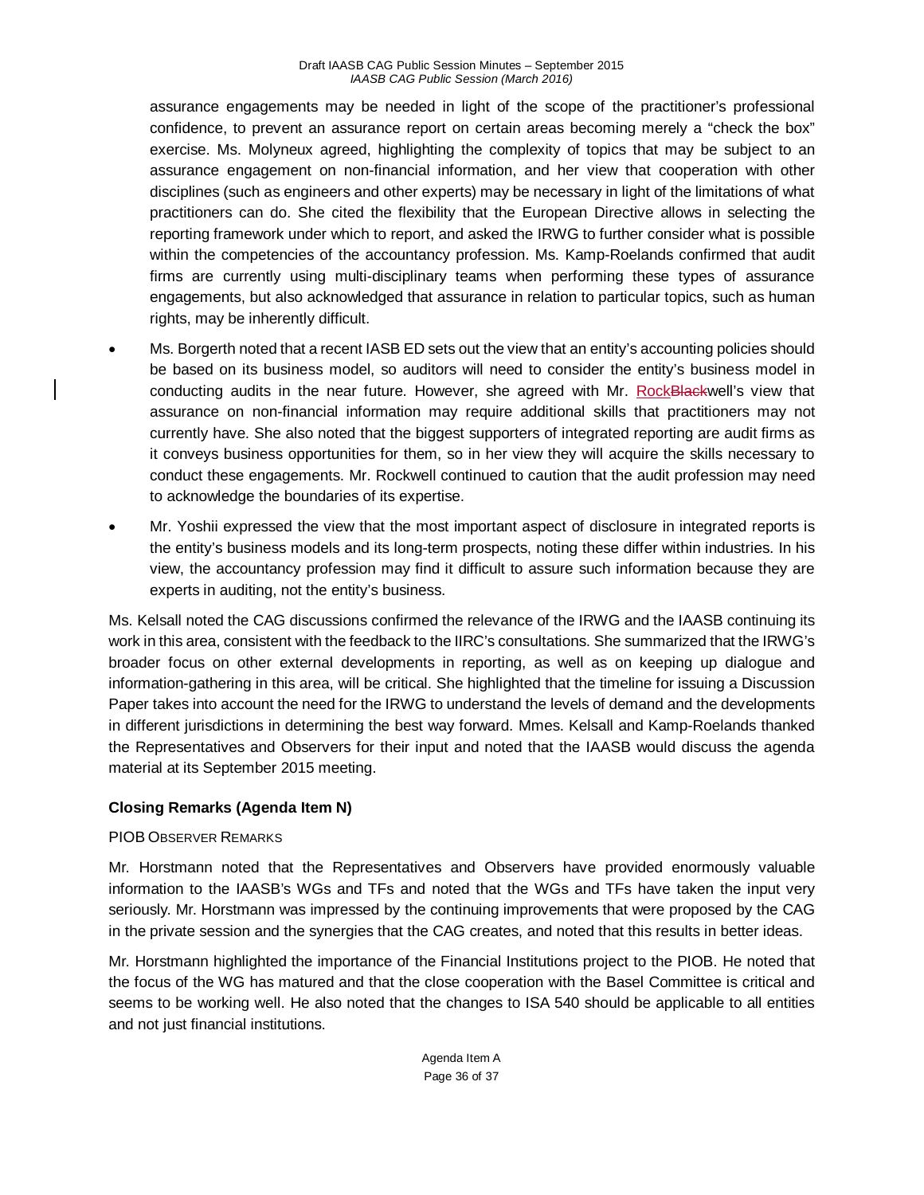assurance engagements may be needed in light of the scope of the practitioner's professional confidence, to prevent an assurance report on certain areas becoming merely a "check the box" exercise. Ms. Molyneux agreed, highlighting the complexity of topics that may be subject to an assurance engagement on non-financial information, and her view that cooperation with other disciplines (such as engineers and other experts) may be necessary in light of the limitations of what practitioners can do. She cited the flexibility that the European Directive allows in selecting the reporting framework under which to report, and asked the IRWG to further consider what is possible within the competencies of the accountancy profession. Ms. Kamp-Roelands confirmed that audit firms are currently using multi-disciplinary teams when performing these types of assurance engagements, but also acknowledged that assurance in relation to particular topics, such as human rights, may be inherently difficult.

- Ms. Borgerth noted that a recent IASB ED sets out the view that an entity's accounting policies should be based on its business model, so auditors will need to consider the entity's business model in conducting audits in the near future. However, she agreed with Mr. RockBlackwell's view that assurance on non-financial information may require additional skills that practitioners may not currently have. She also noted that the biggest supporters of integrated reporting are audit firms as it conveys business opportunities for them, so in her view they will acquire the skills necessary to conduct these engagements. Mr. Rockwell continued to caution that the audit profession may need to acknowledge the boundaries of its expertise.
- Mr. Yoshii expressed the view that the most important aspect of disclosure in integrated reports is the entity's business models and its long-term prospects, noting these differ within industries. In his view, the accountancy profession may find it difficult to assure such information because they are experts in auditing, not the entity's business.

Ms. Kelsall noted the CAG discussions confirmed the relevance of the IRWG and the IAASB continuing its work in this area, consistent with the feedback to the IIRC's consultations. She summarized that the IRWG's broader focus on other external developments in reporting, as well as on keeping up dialogue and information-gathering in this area, will be critical. She highlighted that the timeline for issuing a Discussion Paper takes into account the need for the IRWG to understand the levels of demand and the developments in different jurisdictions in determining the best way forward. Mmes. Kelsall and Kamp-Roelands thanked the Representatives and Observers for their input and noted that the IAASB would discuss the agenda material at its September 2015 meeting.

### Closing Remarks (Agenda Item N)

PIOB OBSERVER REMARKS

Mr. Horstmann noted that the Representatives and Observers have provided enormously valuable information to the IAASB's WGs and TFs and noted that the WGs and TFs have taken the input very seriously. Mr. Horstmann was impressed by the continuing improvements that were proposed by the CAG in the private session and the synergies that the CAG creates, and noted that this results in better ideas.

Mr. Horstmann highlighted the importance of the Financial Institutions project to the PIOB. He noted that the focus of the WG has matured and that the close cooperation with the Basel Committee is critical and seems to be working well. He also noted that the changes to ISA 540 should be applicable to all entities and not just financial institutions.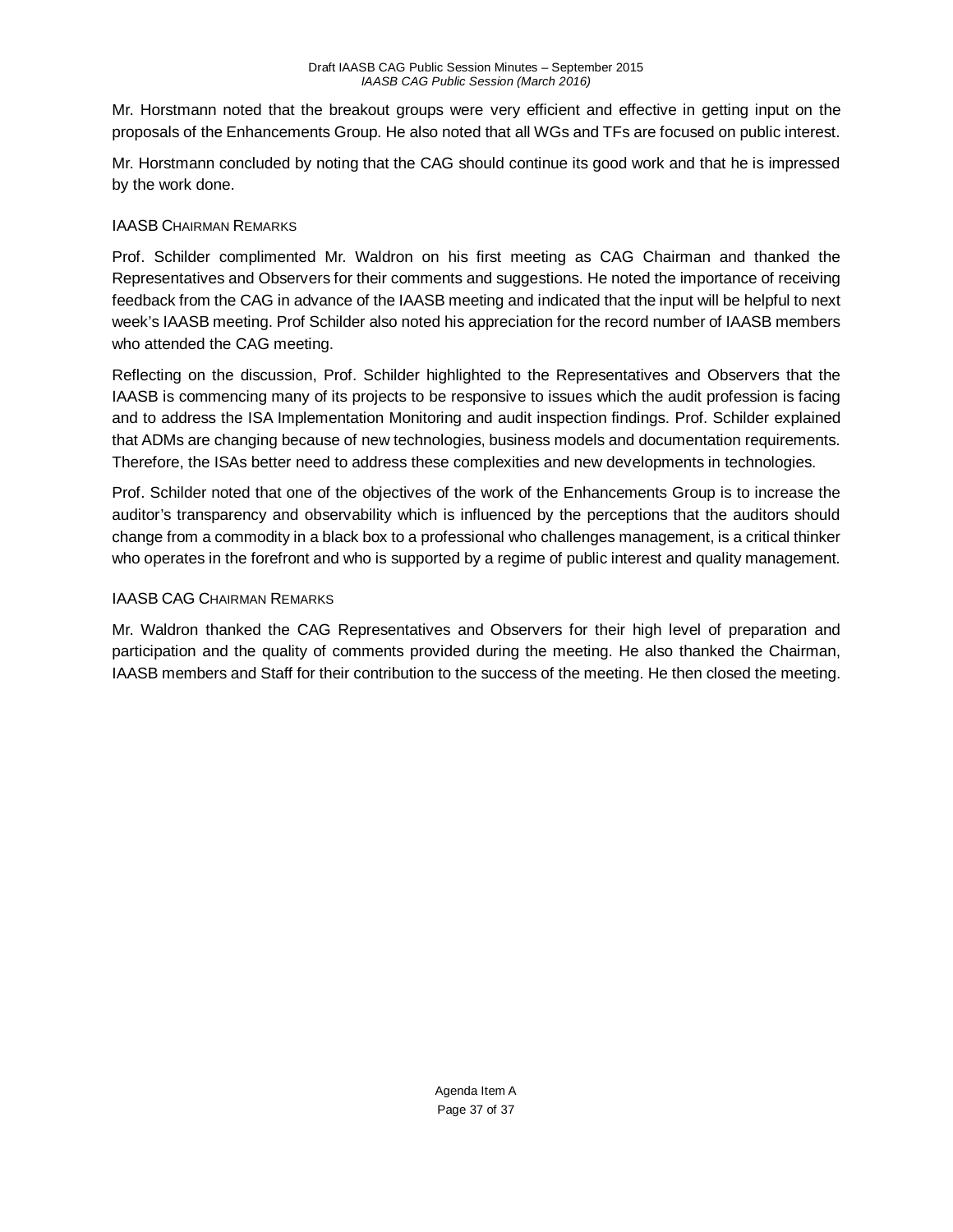Mr. Horstmann noted that the breakout groups were very efficient and effective in getting input on the proposals of the Enhancements Group. He also noted that all WGs and TFs are focused on public interest.

Mr. Horstmann concluded by noting that the CAG should continue its good work and that he is impressed by the work done.

### IAASB Chairman Remarks

Prof. Schilder complimented Mr. Waldron on his first meeting as CAG Chairman and thanked the Representatives and Observers for their comments and suggestions. He noted the importance of receiving feedback from the CAG in advance of the IAASB meeting and indicated that the input will be helpful to next week's IAASB meeting. Prof Schilder also noted his appreciation for the record number of IAASB members who attended the CAG meeting.

Reflecting on the discussion, Prof. Schilder highlighted to the Representatives and Observers that the IAASB is commencing many of its projects to be responsive to issues which the audit profession is facing and to address the ISA Implementation Monitoring and audit inspection findings. Prof. Schilder explained that ADMs are changing because of new technologies, business models and documentation requirements. Therefore, the ISAs better need to address these complexities and new developments in technologies.

Prof. Schilder noted that one of the objectives of the work of the Enhancements Group is to increase the auditor's transparency and observability which is influenced by the perceptions that the auditors should change from a commodity in a black box to a professional who challenges management, is a critical thinker who operates in the forefront and who is supported by a regime of public interest and quality management.

### IAASB CAG Chairman Remarks

Mr. Waldron thanked the CAG Representatives and Observers for their high level of preparation and participation and the quality of comments provided during the meeting. He also thanked the Chairman, IAASB members and Staff for their contribution to the success of the meeting. He then closed the meeting.